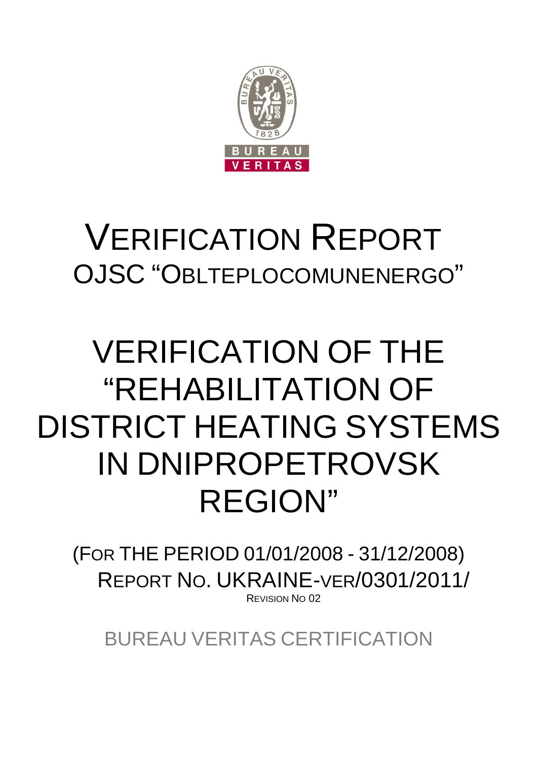# VERIFICATION REPORT

## OJSC "OBLTEPLOCOMUNENERGO"

# VERIFICATION OF THE "REHABILITATION OF DISTRICT HEATING SYSTEMS IN DNIPROPETROVSK REGION"

(FOR THE PERIOD 01/01/2008 - 31/12/2008)

REPORT NO. UKRAINE-VER/0301/2011/

REVISION NO 02

BUREAU VERITAS CERTIFICATION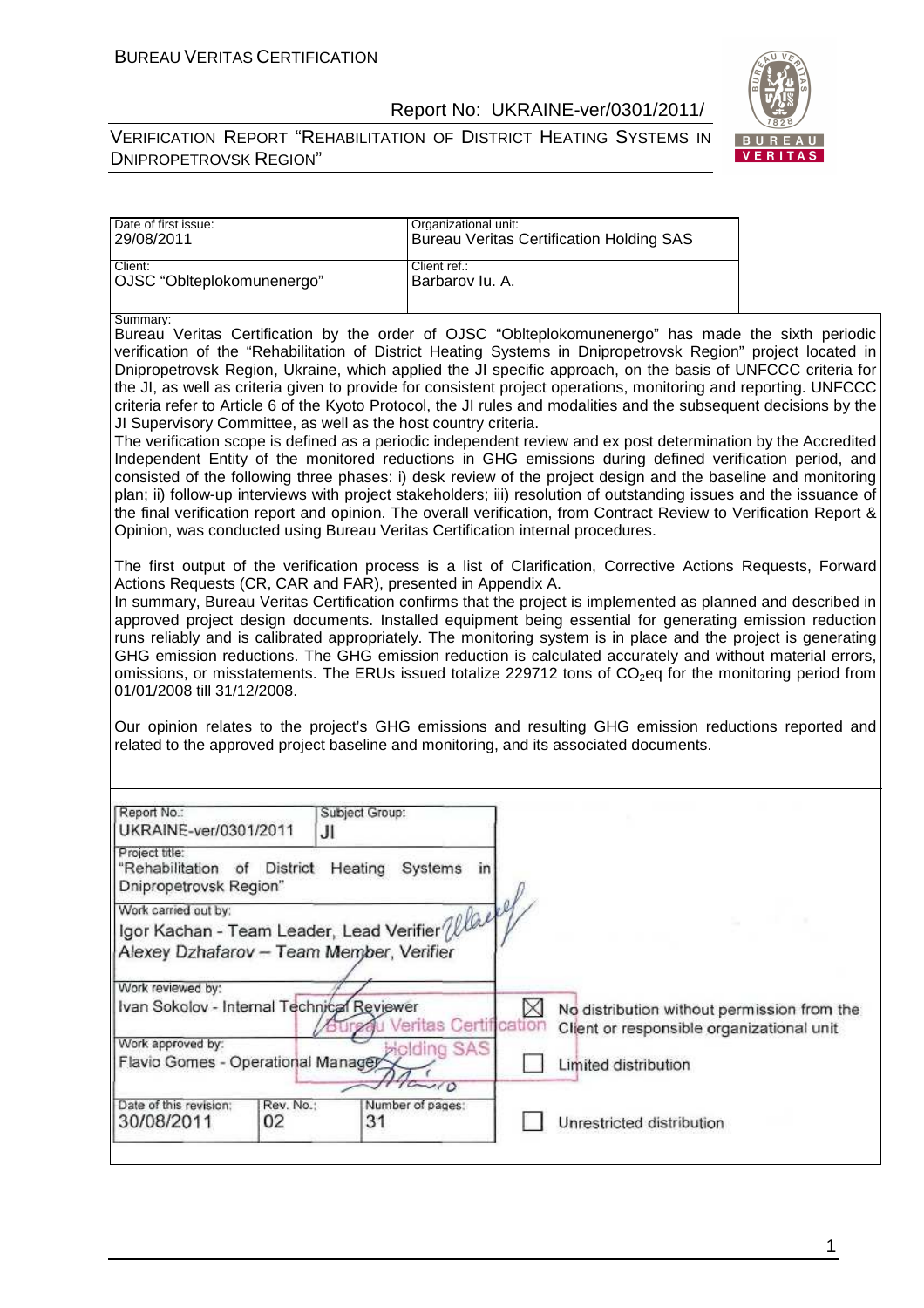| Date of first issue: 29/08/2011 | Organizational unit: Bureau Veritas Certification Holding SAS |
|---|---|
| Client: OJSC "Oblteplokomunenergo" | Client ref.: Barbarov Iu. A. |

Summary:

Bureau Veritas Certification by the order of OJSC "Oblteplokomunenergo" has made the sixth periodic verification of the "Rehabilitation of District Heating Systems in Dnipropetrovsk Region" project located in Dnipropetrovsk Region, Ukraine, which applied the JI specific approach, on the basis of UNFCCC criteria for the JI, as well as criteria given to provide for consistent project operations, monitoring and reporting. UNFCCC criteria refer to Article 6 of the Kyoto Protocol, the JI rules and modalities and the subsequent decisions by the JI Supervisory Committee, as well as the host country criteria.

The verification scope is defined as a periodic independent review and ex post determination by the Accredited Independent Entity of the monitored reductions in GHG emissions during defined verification period, and consisted of the following three phases: i) desk review of the project design and the baseline and monitoring plan; ii) follow-up interviews with project stakeholders; iii) resolution of outstanding issues and the issuance of the final verification report and opinion. The overall verification, from Contract Review to Verification Report & Opinion, was conducted using Bureau Veritas Certification internal procedures.

The first output of the verification process is a list of Clarification, Corrective Actions Requests, Forward Actions Requests (CR, CAR and FAR), presented in Appendix A.

In summary, Bureau Veritas Certification confirms that the project is implemented as planned and described in approved project design documents. Installed equipment being essential for generating emission reduction runs reliably and is calibrated appropriately. The monitoring system is in place and the project is generating GHG emission reductions. The GHG emission reduction is calculated accurately and without material errors, omissions, or misstatements. The ERUs issued totalize 229712 tons of $CO_2$eq for the monitoring period from 01/01/2008 till 31/12/2008.

Our opinion relates to the project's GHG emissions and resulting GHG emission reductions reported and related to the approved project baseline and monitoring, and its associated documents.

| Report No.: UKRAINE-ver/0301/2011 | Subject Group: JI | |
|---|---|---|
| Project title: "Rehabilitation of District Heating Systems in Dnipropetrovsk Region" | | |
| Work carried out by: Igor Kachan - Team Leader, Lead Verifier; Alexey Dzhafarov – Team Member, Verifier | | |
| Work reviewed by: Ivan Sokolov - Internal Technical Reviewer | | ☒ No distribution without permission from the Client or responsible organizational unit |
| Work approved by: Flavio Gomes - Operational Manager | | ☐ Limited distribution |
| Date of this revision: 30/08/2011 — Rev. No.: 02 | Number of pages: 31 | ☐ Unrestricted distribution |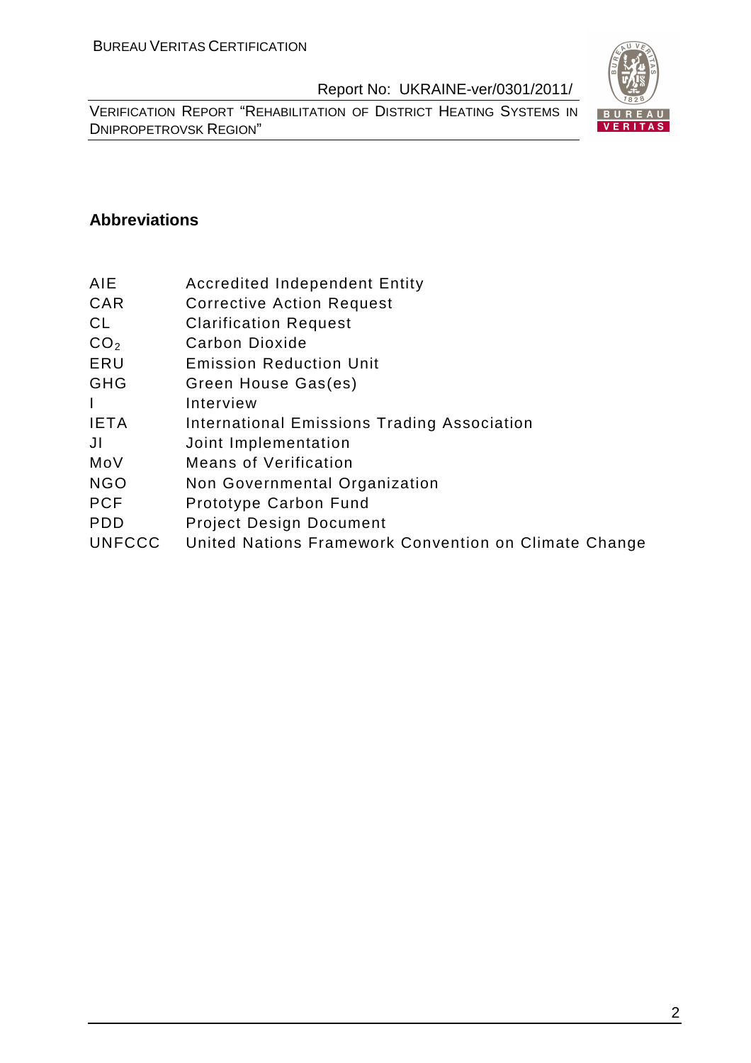## Abbreviations

| | |
|---|---|
| AIE | Accredited Independent Entity |
| CAR | Corrective Action Request |
| CL | Clarification Request |
| $CO_2$ | Carbon Dioxide |
| ERU | Emission Reduction Unit |
| GHG | Green House Gas(es) |
| I | Interview |
| IETA | International Emissions Trading Association |
| JI | Joint Implementation |
| MoV | Means of Verification |
| NGO | Non Governmental Organization |
| PCF | Prototype Carbon Fund |
| PDD | Project Design Document |
| UNFCCC | United Nations Framework Convention on Climate Change |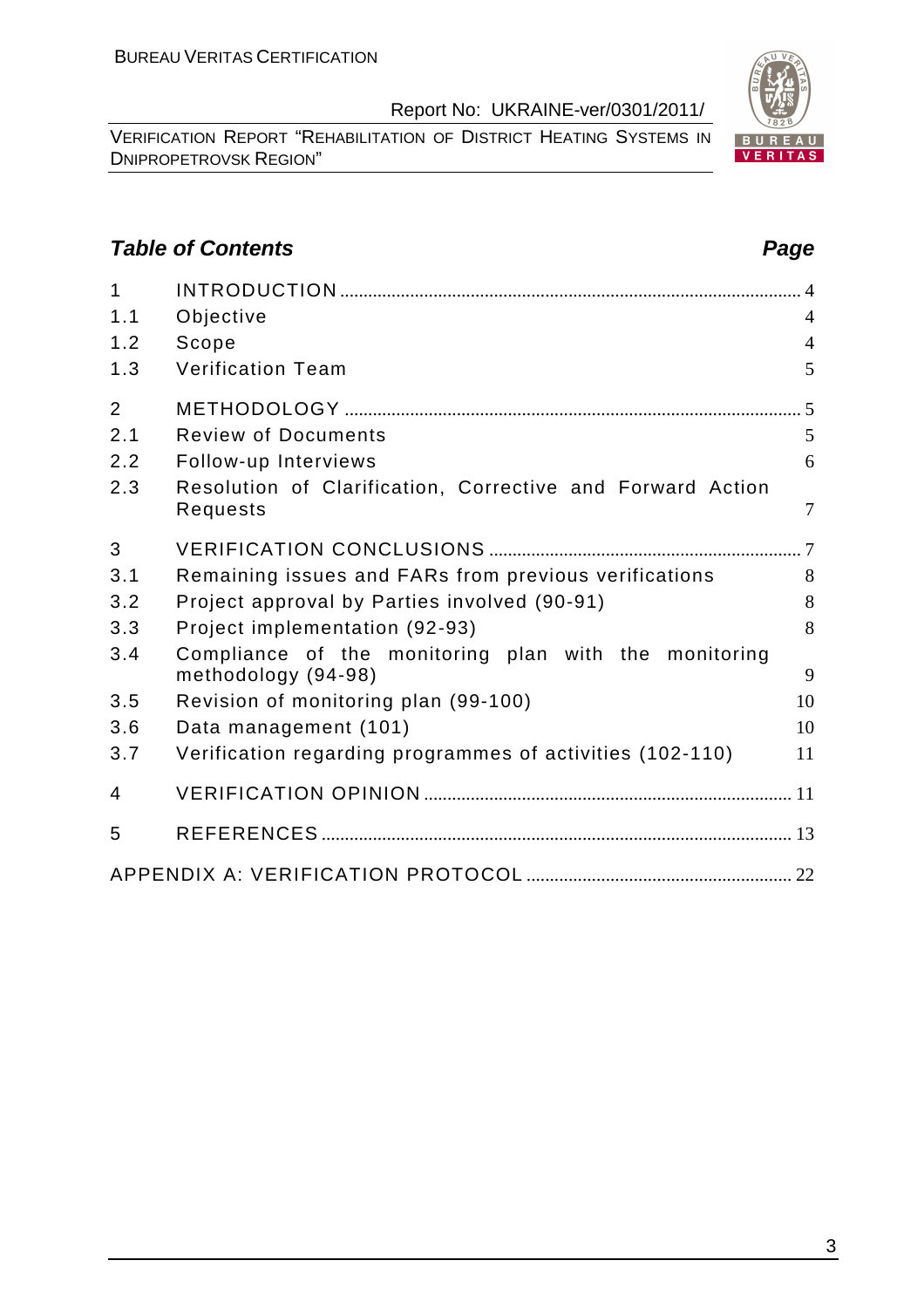## Table of Contents

| | | Page |
|---|---|---|
| 1 | INTRODUCTION | 4 |
| 1.1 | Objective | 4 |
| 1.2 | Scope | 4 |
| 1.3 | Verification Team | 5 |
| 2 | METHODOLOGY | 5 |
| 2.1 | Review of Documents | 5 |
| 2.2 | Follow-up Interviews | 6 |
| 2.3 | Resolution of Clarification, Corrective and Forward Action Requests | 7 |
| 3 | VERIFICATION CONCLUSIONS | 7 |
| 3.1 | Remaining issues and FARs from previous verifications | 8 |
| 3.2 | Project approval by Parties involved (90-91) | 8 |
| 3.3 | Project implementation (92-93) | 8 |
| 3.4 | Compliance of the monitoring plan with the monitoring methodology (94-98) | 9 |
| 3.5 | Revision of monitoring plan (99-100) | 10 |
| 3.6 | Data management (101) | 10 |
| 3.7 | Verification regarding programmes of activities (102-110) | 11 |
| 4 | VERIFICATION OPINION | 11 |
| 5 | REFERENCES | 13 |
| | APPENDIX A: VERIFICATION PROTOCOL | 22 |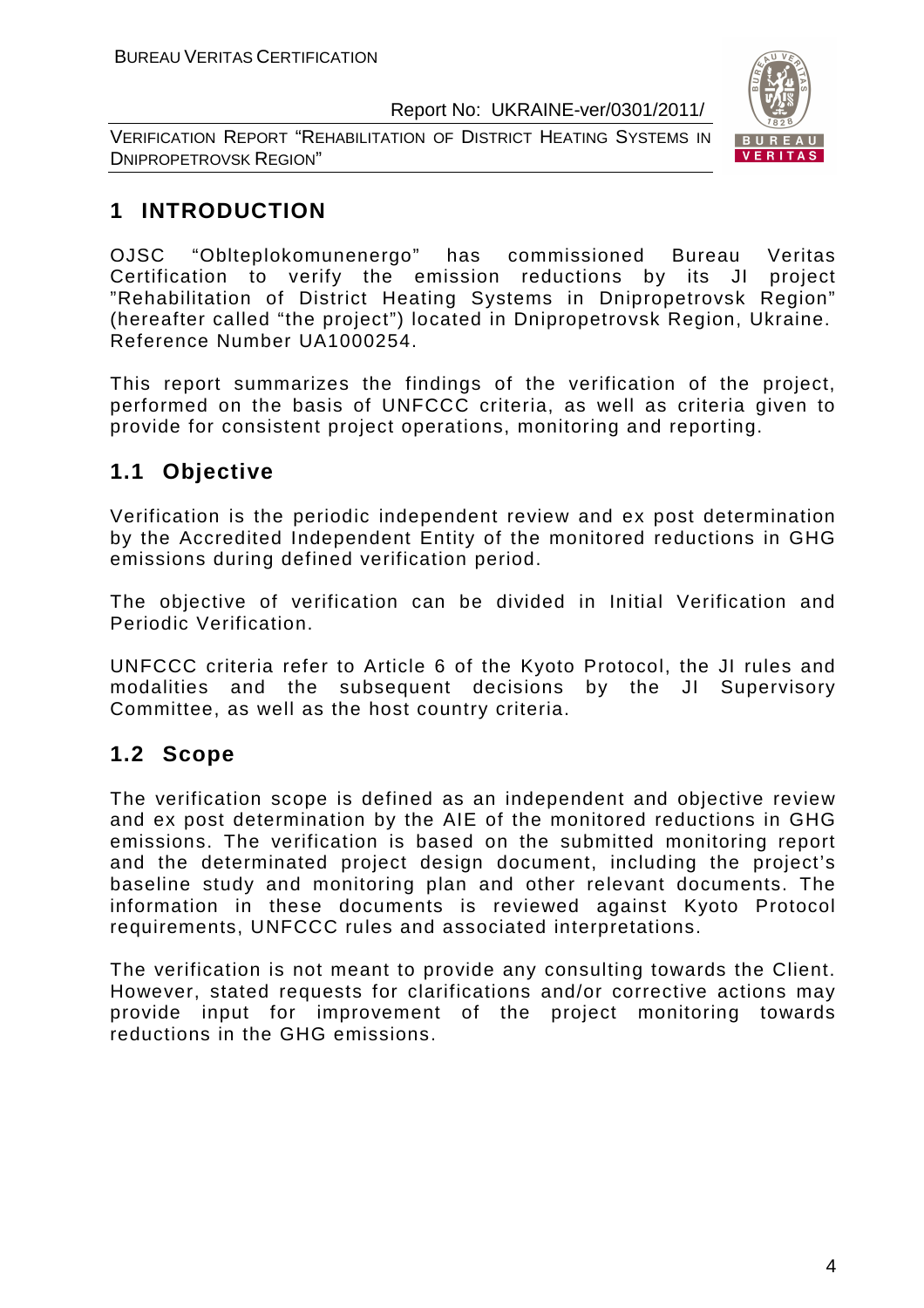# 1 INTRODUCTION

OJSC "Oblteplokomunenergo" has commissioned Bureau Veritas Certification to verify the emission reductions by its JI project "Rehabilitation of District Heating Systems in Dnipropetrovsk Region" (hereafter called "the project") located in Dnipropetrovsk Region, Ukraine. Reference Number UA1000254.

This report summarizes the findings of the verification of the project, performed on the basis of UNFCCC criteria, as well as criteria given to provide for consistent project operations, monitoring and reporting.

## 1.1 Objective

Verification is the periodic independent review and ex post determination by the Accredited Independent Entity of the monitored reductions in GHG emissions during defined verification period.

The objective of verification can be divided in Initial Verification and Periodic Verification.

UNFCCC criteria refer to Article 6 of the Kyoto Protocol, the JI rules and modalities and the subsequent decisions by the JI Supervisory Committee, as well as the host country criteria.

## 1.2 Scope

The verification scope is defined as an independent and objective review and ex post determination by the AIE of the monitored reductions in GHG emissions. The verification is based on the submitted monitoring report and the determinated project design document, including the project's baseline study and monitoring plan and other relevant documents. The information in these documents is reviewed against Kyoto Protocol requirements, UNFCCC rules and associated interpretations.

The verification is not meant to provide any consulting towards the Client. However, stated requests for clarifications and/or corrective actions may provide input for improvement of the project monitoring towards reductions in the GHG emissions.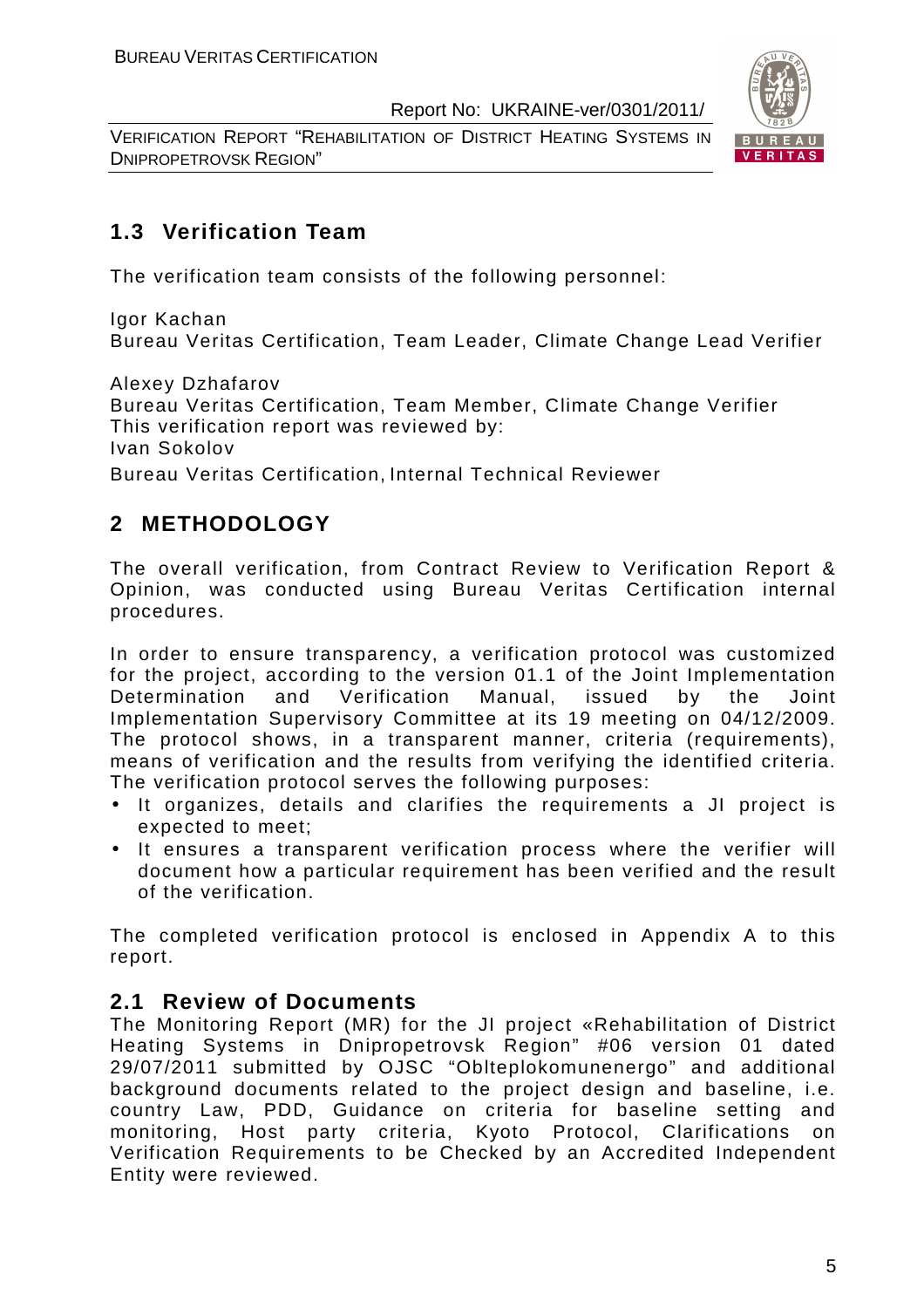## 1.3 Verification Team

The verification team consists of the following personnel:

Igor Kachan
Bureau Veritas Certification, Team Leader, Climate Change Lead Verifier

Alexey Dzhafarov
Bureau Veritas Certification, Team Member, Climate Change Verifier
This verification report was reviewed by:
Ivan Sokolov
Bureau Veritas Certification, Internal Technical Reviewer

# 2 METHODOLOGY

The overall verification, from Contract Review to Verification Report & Opinion, was conducted using Bureau Veritas Certification internal procedures.

In order to ensure transparency, a verification protocol was customized for the project, according to the version 01.1 of the Joint Implementation Determination and Verification Manual, issued by the Joint Implementation Supervisory Committee at its 19 meeting on 04/12/2009. The protocol shows, in a transparent manner, criteria (requirements), means of verification and the results from verifying the identified criteria. The verification protocol serves the following purposes:

- It organizes, details and clarifies the requirements a JI project is expected to meet;
- It ensures a transparent verification process where the verifier will document how a particular requirement has been verified and the result of the verification.

The completed verification protocol is enclosed in Appendix A to this report.

## 2.1 Review of Documents

The Monitoring Report (MR) for the JI project «Rehabilitation of District Heating Systems in Dnipropetrovsk Region" #06 version 01 dated 29/07/2011 submitted by OJSC "Oblteplokomunenergo" and additional background documents related to the project design and baseline, i.e. country Law, PDD, Guidance on criteria for baseline setting and monitoring, Host party criteria, Kyoto Protocol, Clarifications on Verification Requirements to be Checked by an Accredited Independent Entity were reviewed.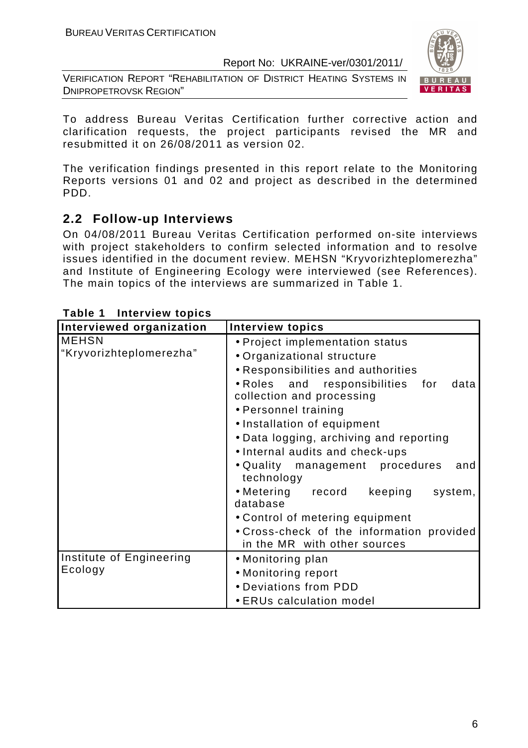To address Bureau Veritas Certification further corrective action and clarification requests, the project participants revised the MR and resubmitted it on 26/08/2011 as version 02.

The verification findings presented in this report relate to the Monitoring Reports versions 01 and 02 and project as described in the determined PDD.

## 2.2 Follow-up Interviews

On 04/08/2011 Bureau Veritas Certification performed on-site interviews with project stakeholders to confirm selected information and to resolve issues identified in the document review. MEHSN "Kryvorizhteplomerezha" and Institute of Engineering Ecology were interviewed (see References). The main topics of the interviews are summarized in Table 1.

**Table 1 Interview topics**

| Interviewed organization | Interview topics |
|---|---|
| MEHSN "Kryvorizhteplomerezha" | • Project implementation status<br>• Organizational structure<br>• Responsibilities and authorities<br>• Roles and responsibilities for data collection and processing<br>• Personnel training<br>• Installation of equipment<br>• Data logging, archiving and reporting<br>• Internal audits and check-ups<br>• Quality management procedures and technology<br>• Metering record keeping system, database<br>• Control of metering equipment<br>• Cross-check of the information provided in the MR with other sources |
| Institute of Engineering Ecology | • Monitoring plan<br>• Monitoring report<br>• Deviations from PDD<br>• ERUs calculation model |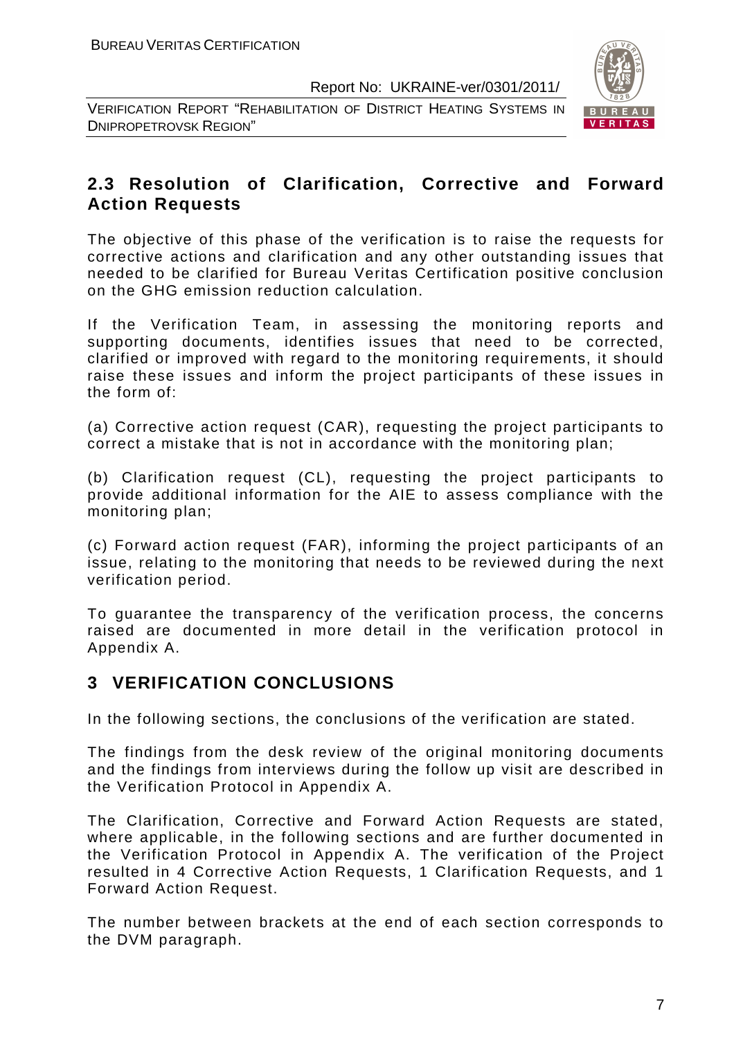## 2.3 Resolution of Clarification, Corrective and Forward Action Requests

The objective of this phase of the verification is to raise the requests for corrective actions and clarification and any other outstanding issues that needed to be clarified for Bureau Veritas Certification positive conclusion on the GHG emission reduction calculation.

If the Verification Team, in assessing the monitoring reports and supporting documents, identifies issues that need to be corrected, clarified or improved with regard to the monitoring requirements, it should raise these issues and inform the project participants of these issues in the form of:

(a) Corrective action request (CAR), requesting the project participants to correct a mistake that is not in accordance with the monitoring plan;

(b) Clarification request (CL), requesting the project participants to provide additional information for the AIE to assess compliance with the monitoring plan;

(c) Forward action request (FAR), informing the project participants of an issue, relating to the monitoring that needs to be reviewed during the next verification period.

To guarantee the transparency of the verification process, the concerns raised are documented in more detail in the verification protocol in Appendix A.

# 3 VERIFICATION CONCLUSIONS

In the following sections, the conclusions of the verification are stated.

The findings from the desk review of the original monitoring documents and the findings from interviews during the follow up visit are described in the Verification Protocol in Appendix A.

The Clarification, Corrective and Forward Action Requests are stated, where applicable, in the following sections and are further documented in the Verification Protocol in Appendix A. The verification of the Project resulted in 4 Corrective Action Requests, 1 Clarification Requests, and 1 Forward Action Request.

The number between brackets at the end of each section corresponds to the DVM paragraph.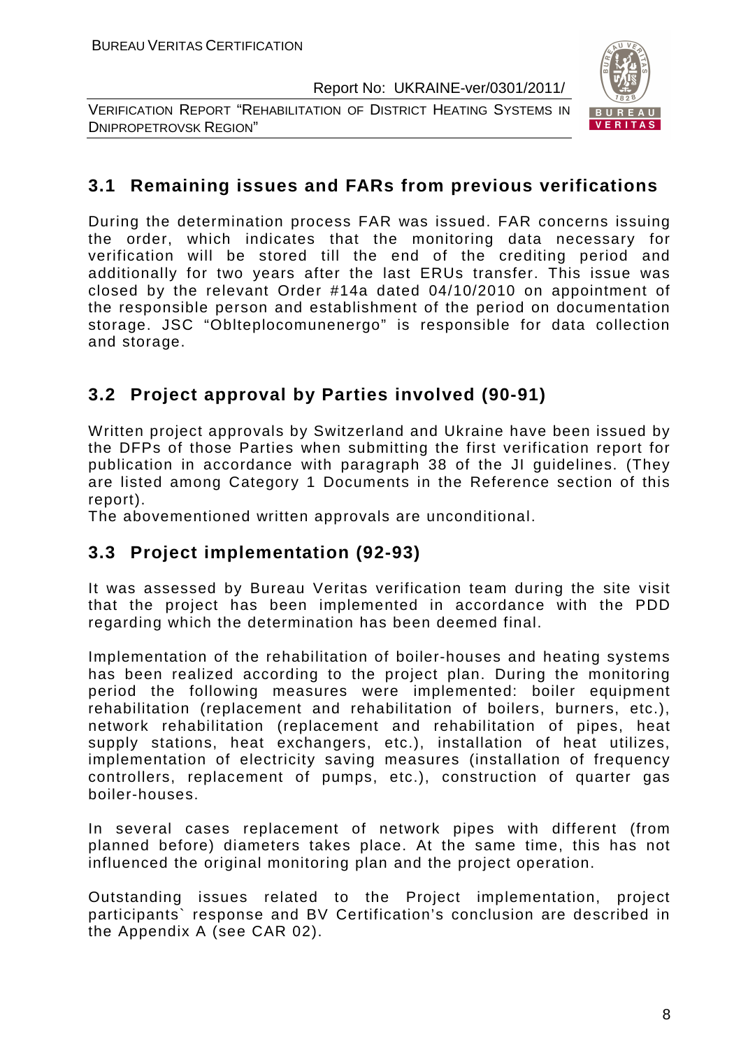## 3.1 Remaining issues and FARs from previous verifications

During the determination process FAR was issued. FAR concerns issuing the order, which indicates that the monitoring data necessary for verification will be stored till the end of the crediting period and additionally for two years after the last ERUs transfer. This issue was closed by the relevant Order #14a dated 04/10/2010 on appointment of the responsible person and establishment of the period on documentation storage. JSC "Oblteplocomunenergo" is responsible for data collection and storage.

## 3.2 Project approval by Parties involved (90-91)

Written project approvals by Switzerland and Ukraine have been issued by the DFPs of those Parties when submitting the first verification report for publication in accordance with paragraph 38 of the JI guidelines. (They are listed among Category 1 Documents in the Reference section of this report).

The abovementioned written approvals are unconditional.

## 3.3 Project implementation (92-93)

It was assessed by Bureau Veritas verification team during the site visit that the project has been implemented in accordance with the PDD regarding which the determination has been deemed final.

Implementation of the rehabilitation of boiler-houses and heating systems has been realized according to the project plan. During the monitoring period the following measures were implemented: boiler equipment rehabilitation (replacement and rehabilitation of boilers, burners, etc.), network rehabilitation (replacement and rehabilitation of pipes, heat supply stations, heat exchangers, etc.), installation of heat utilizes, implementation of electricity saving measures (installation of frequency controllers, replacement of pumps, etc.), construction of quarter gas boiler-houses.

In several cases replacement of network pipes with different (from planned before) diameters takes place. At the same time, this has not influenced the original monitoring plan and the project operation.

Outstanding issues related to the Project implementation, project participants` response and BV Certification's conclusion are described in the Appendix A (see CAR 02).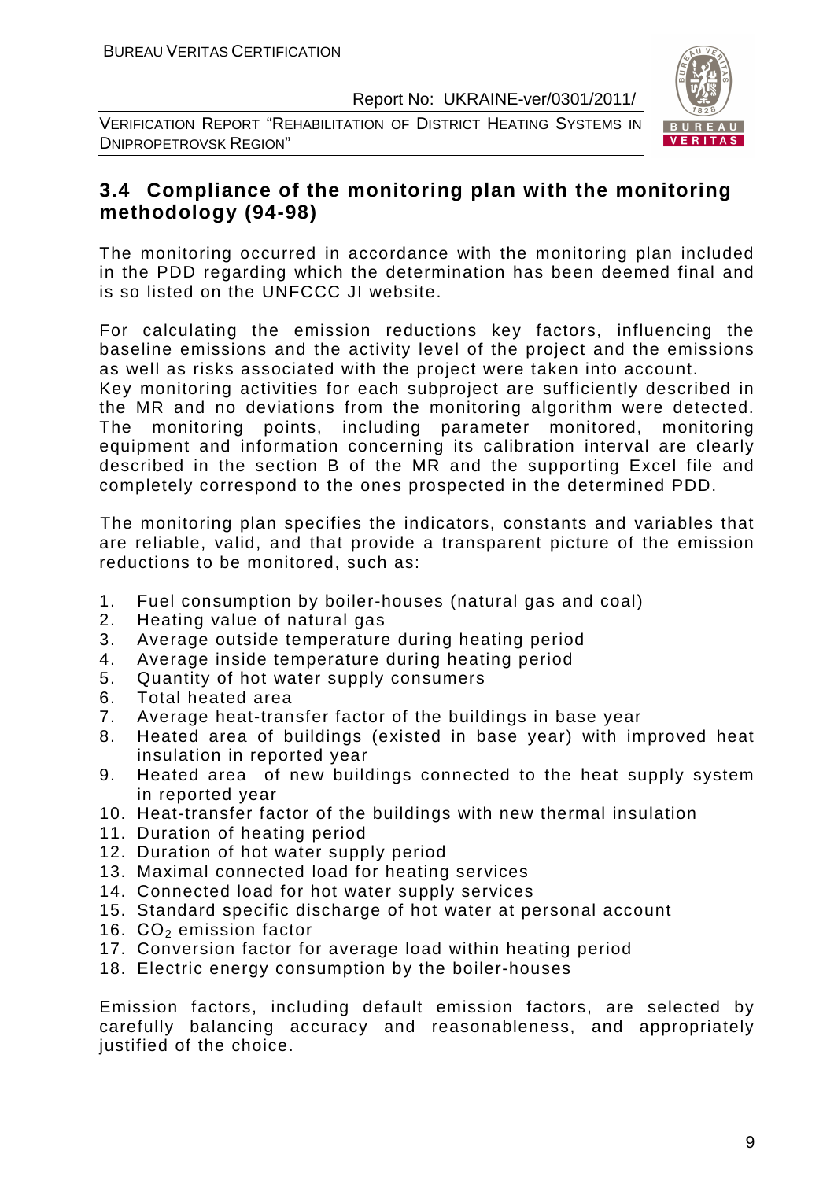## 3.4 Compliance of the monitoring plan with the monitoring methodology (94-98)

The monitoring occurred in accordance with the monitoring plan included in the PDD regarding which the determination has been deemed final and is so listed on the UNFCCC JI website.

For calculating the emission reductions key factors, influencing the baseline emissions and the activity level of the project and the emissions as well as risks associated with the project were taken into account.
Key monitoring activities for each subproject are sufficiently described in the MR and no deviations from the monitoring algorithm were detected. The monitoring points, including parameter monitored, monitoring equipment and information concerning its calibration interval are clearly described in the section B of the MR and the supporting Excel file and completely correspond to the ones prospected in the determined PDD.

The monitoring plan specifies the indicators, constants and variables that are reliable, valid, and that provide a transparent picture of the emission reductions to be monitored, such as:

1. Fuel consumption by boiler-houses (natural gas and coal)
2. Heating value of natural gas
3. Average outside temperature during heating period
4. Average inside temperature during heating period
5. Quantity of hot water supply consumers
6. Total heated area
7. Average heat-transfer factor of the buildings in base year
8. Heated area of buildings (existed in base year) with improved heat insulation in reported year
9. Heated area of new buildings connected to the heat supply system in reported year
10. Heat-transfer factor of the buildings with new thermal insulation
11. Duration of heating period
12. Duration of hot water supply period
13. Maximal connected load for heating services
14. Connected load for hot water supply services
15. Standard specific discharge of hot water at personal account
16. $CO_2$ emission factor
17. Conversion factor for average load within heating period
18. Electric energy consumption by the boiler-houses

Emission factors, including default emission factors, are selected by carefully balancing accuracy and reasonableness, and appropriately justified of the choice.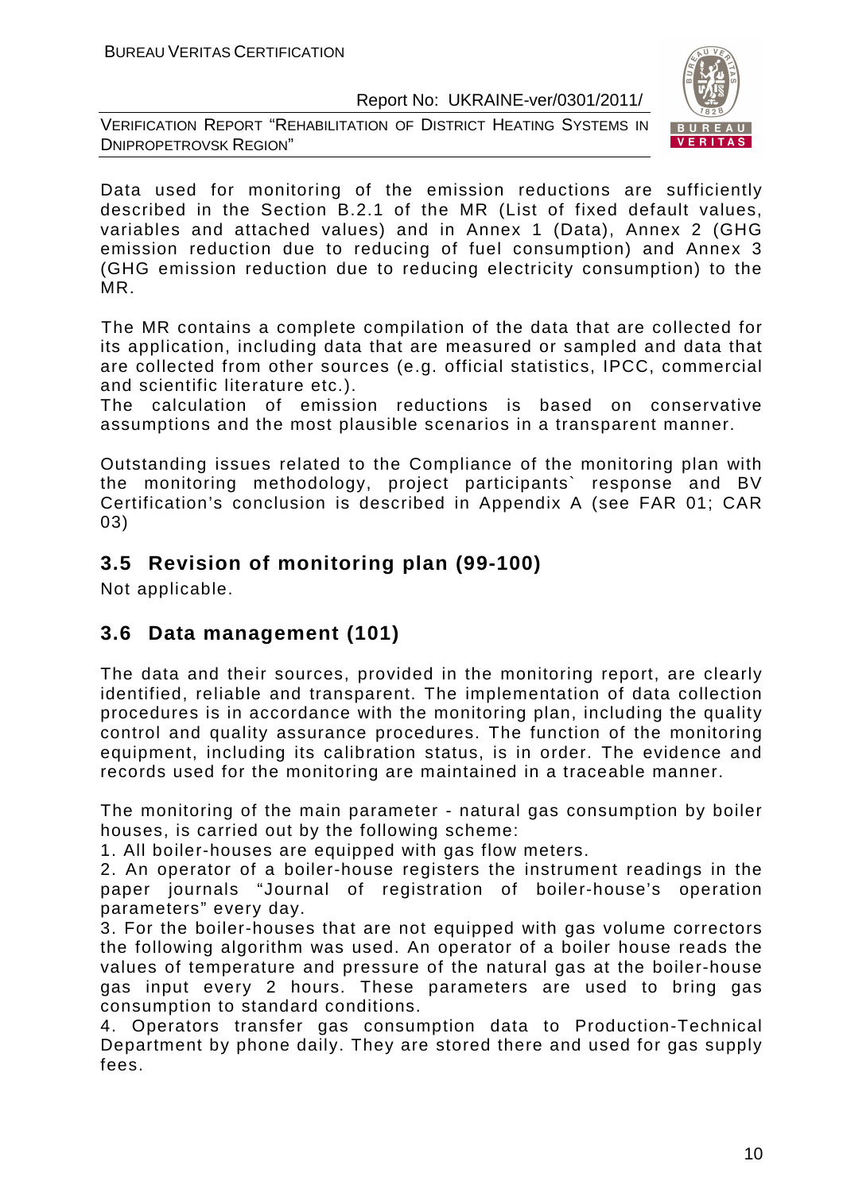Data used for monitoring of the emission reductions are sufficiently described in the Section B.2.1 of the MR (List of fixed default values, variables and attached values) and in Annex 1 (Data), Annex 2 (GHG emission reduction due to reducing of fuel consumption) and Annex 3 (GHG emission reduction due to reducing electricity consumption) to the MR.

The MR contains a complete compilation of the data that are collected for its application, including data that are measured or sampled and data that are collected from other sources (e.g. official statistics, IPCC, commercial and scientific literature etc.).
The calculation of emission reductions is based on conservative assumptions and the most plausible scenarios in a transparent manner.

Outstanding issues related to the Compliance of the monitoring plan with the monitoring methodology, project participants` response and BV Certification's conclusion is described in Appendix A (see FAR 01; CAR 03)

## 3.5 Revision of monitoring plan (99-100)

Not applicable.

## 3.6 Data management (101)

The data and their sources, provided in the monitoring report, are clearly identified, reliable and transparent. The implementation of data collection procedures is in accordance with the monitoring plan, including the quality control and quality assurance procedures. The function of the monitoring equipment, including its calibration status, is in order. The evidence and records used for the monitoring are maintained in a traceable manner.

The monitoring of the main parameter - natural gas consumption by boiler houses, is carried out by the following scheme:

1. All boiler-houses are equipped with gas flow meters.
2. An operator of a boiler-house registers the instrument readings in the paper journals "Journal of registration of boiler-house's operation parameters" every day.
3. For the boiler-houses that are not equipped with gas volume correctors the following algorithm was used. An operator of a boiler house reads the values of temperature and pressure of the natural gas at the boiler-house gas input every 2 hours. These parameters are used to bring gas consumption to standard conditions.
4. Operators transfer gas consumption data to Production-Technical Department by phone daily. They are stored there and used for gas supply fees.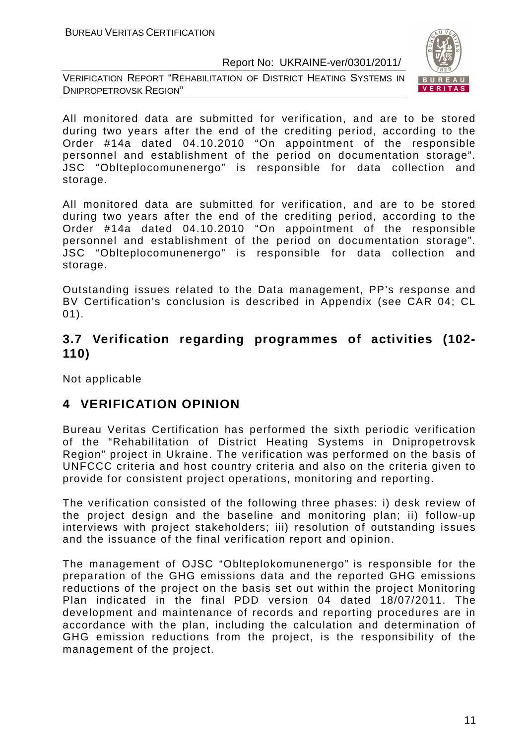All monitored data are submitted for verification, and are to be stored during two years after the end of the crediting period, according to the Order #14a dated 04.10.2010 "On appointment of the responsible personnel and establishment of the period on documentation storage". JSC "Oblteplocomunenergo" is responsible for data collection and storage.

All monitored data are submitted for verification, and are to be stored during two years after the end of the crediting period, according to the Order #14a dated 04.10.2010 "On appointment of the responsible personnel and establishment of the period on documentation storage". JSC "Oblteplocomunenergo" is responsible for data collection and storage.

Outstanding issues related to the Data management, PP's response and BV Certification's conclusion is described in Appendix (see CAR 04; CL 01).

## 3.7 Verification regarding programmes of activities (102-110)

Not applicable

# 4 VERIFICATION OPINION

Bureau Veritas Certification has performed the sixth periodic verification of the "Rehabilitation of District Heating Systems in Dnipropetrovsk Region" project in Ukraine. The verification was performed on the basis of UNFCCC criteria and host country criteria and also on the criteria given to provide for consistent project operations, monitoring and reporting.

The verification consisted of the following three phases: i) desk review of the project design and the baseline and monitoring plan; ii) follow-up interviews with project stakeholders; iii) resolution of outstanding issues and the issuance of the final verification report and opinion.

The management of OJSC "Oblteplokomunenergo" is responsible for the preparation of the GHG emissions data and the reported GHG emissions reductions of the project on the basis set out within the project Monitoring Plan indicated in the final PDD version 04 dated 18/07/2011. The development and maintenance of records and reporting procedures are in accordance with the plan, including the calculation and determination of GHG emission reductions from the project, is the responsibility of the management of the project.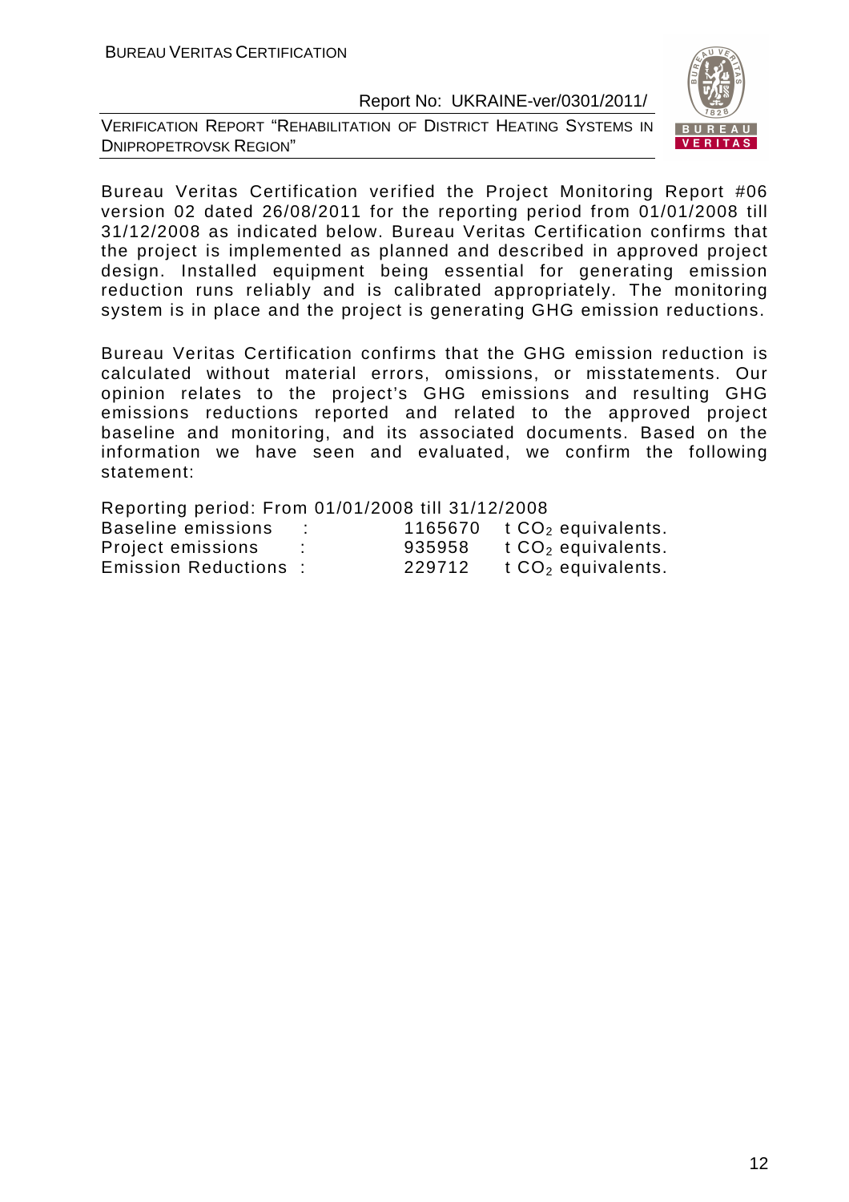Bureau Veritas Certification verified the Project Monitoring Report #06 version 02 dated 26/08/2011 for the reporting period from 01/01/2008 till 31/12/2008 as indicated below. Bureau Veritas Certification confirms that the project is implemented as planned and described in approved project design. Installed equipment being essential for generating emission reduction runs reliably and is calibrated appropriately. The monitoring system is in place and the project is generating GHG emission reductions.

Bureau Veritas Certification confirms that the GHG emission reduction is calculated without material errors, omissions, or misstatements. Our opinion relates to the project's GHG emissions and resulting GHG emissions reductions reported and related to the approved project baseline and monitoring, and its associated documents. Based on the information we have seen and evaluated, we confirm the following statement:

Reporting period: From 01/01/2008 till 31/12/2008

| | | | |
|---|---|---|---|
| Baseline emissions | : | 1165670 | t $CO_2$ equivalents. |
| Project emissions | : | 935958 | t $CO_2$ equivalents. |
| Emission Reductions | : | 229712 | t $CO_2$ equivalents. |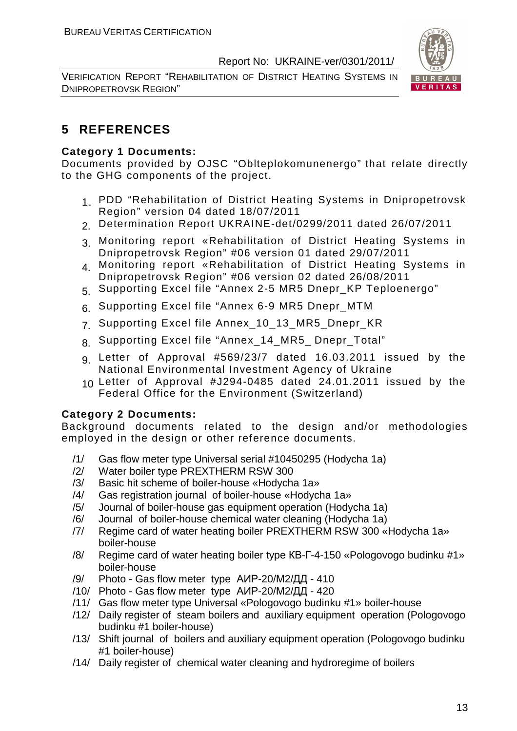# 5 REFERENCES

**Category 1 Documents:**

Documents provided by OJSC “Oblteplokomunenergo” that relate directly to the GHG components of the project.

1. PDD “Rehabilitation of District Heating Systems in Dnipropetrovsk Region” version 04 dated 18/07/2011
2. Determination Report UKRAINE-det/0299/2011 dated 26/07/2011
3. Monitoring report «Rehabilitation of District Heating Systems in Dnipropetrovsk Region” #06 version 01 dated 29/07/2011
4. Monitoring report «Rehabilitation of District Heating Systems in Dnipropetrovsk Region” #06 version 02 dated 26/08/2011
5. Supporting Excel file “Annex 2-5 MR5 Dnepr_KP Teploenergo”
6. Supporting Excel file “Annex 6-9 MR5 Dnepr_MTM
7. Supporting Excel file Annex_10_13_MR5_Dnepr_KR
8. Supporting Excel file “Annex_14_MR5_ Dnepr_Total”
9. Letter of Approval #569/23/7 dated 16.03.2011 issued by the National Environmental Investment Agency of Ukraine
10. Letter of Approval #J294-0485 dated 24.01.2011 issued by the Federal Office for the Environment (Switzerland)

**Category 2 Documents:**

Background documents related to the design and/or methodologies employed in the design or other reference documents.

/1/ Gas flow meter type Universal serial #10450295 (Hodycha 1a)
/2/ Water boiler type PREXTHERM RSW 300
/3/ Basic hit scheme of boiler-house «Hodycha 1a»
/4/ Gas registration journal of boiler-house «Hodycha 1a»
/5/ Journal of boiler-house gas equipment operation (Hodycha 1a)
/6/ Journal of boiler-house chemical water cleaning (Hodycha 1a)
/7/ Regime card of water heating boiler PREXTHERM RSW 300 «Hodycha 1a» boiler-house
/8/ Regime card of water heating boiler type КВ-Г-4-150 «Pologovogo budinku #1» boiler-house
/9/ Photo - Gas flow meter type АИР-20/М2/ДД - 410
/10/ Photo - Gas flow meter type АИР-20/М2/ДД - 420
/11/ Gas flow meter type Universal «Pologovogo budinku #1» boiler-house
/12/ Daily register of steam boilers and auxiliary equipment operation (Pologovogo budinku #1 boiler-house)
/13/ Shift journal of boilers and auxiliary equipment operation (Pologovogo budinku #1 boiler-house)
/14/ Daily register of chemical water cleaning and hydroregime of boilers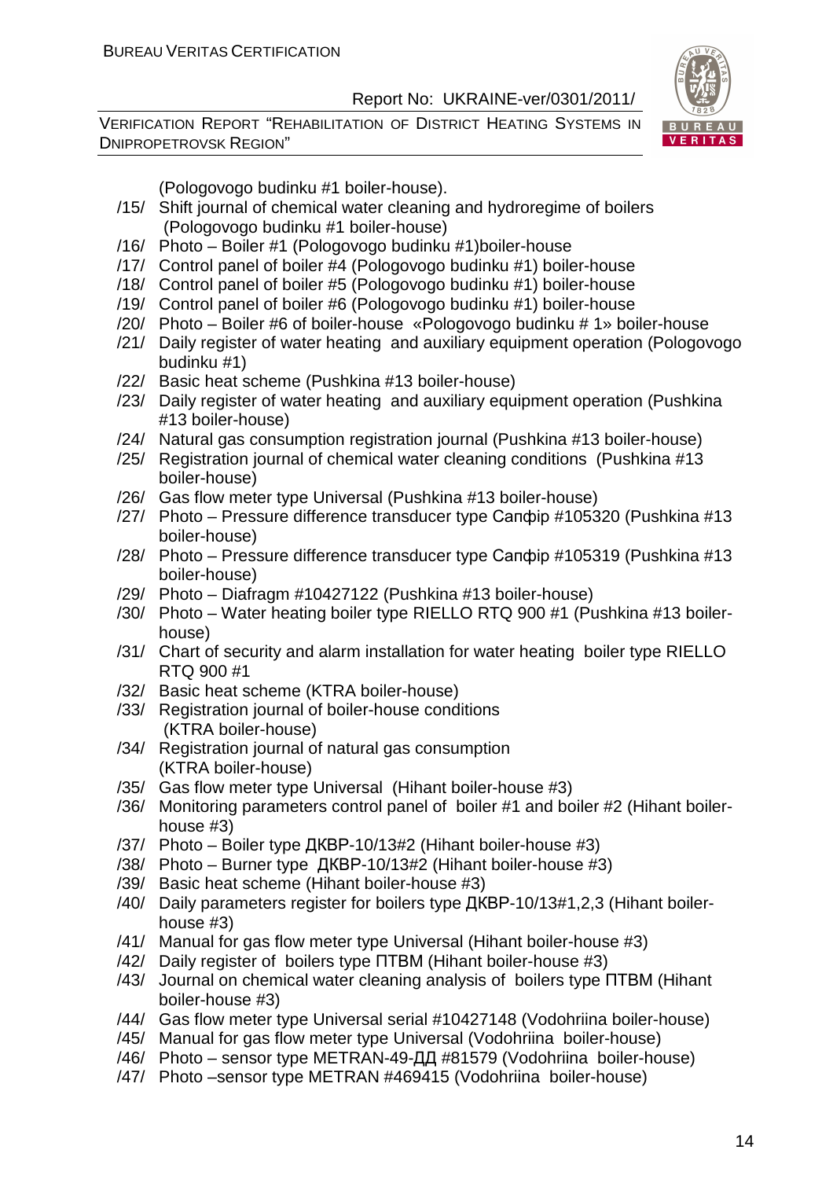(Pologovogo budinku #1 boiler-house).

/15/ Shift journal of chemical water cleaning and hydroregime of boilers (Pologovogo budinku #1 boiler-house)

/16/ Photo – Boiler #1 (Pologovogo budinku #1)boiler-house

/17/ Control panel of boiler #4 (Pologovogo budinku #1) boiler-house

/18/ Control panel of boiler #5 (Pologovogo budinku #1) boiler-house

/19/ Control panel of boiler #6 (Pologovogo budinku #1) boiler-house

/20/ Photo – Boiler #6 of boiler-house «Pologovogo budinku # 1» boiler-house

/21/ Daily register of water heating and auxiliary equipment operation (Pologovogo budinku #1)

/22/ Basic heat scheme (Pushkina #13 boiler-house)

/23/ Daily register of water heating and auxiliary equipment operation (Pushkina #13 boiler-house)

/24/ Natural gas consumption registration journal (Pushkina #13 boiler-house)

/25/ Registration journal of chemical water cleaning conditions (Pushkina #13 boiler-house)

/26/ Gas flow meter type Universal (Pushkina #13 boiler-house)

/27/ Photo – Pressure difference transducer type Сапфір #105320 (Pushkina #13 boiler-house)

/28/ Photo – Pressure difference transducer type Сапфір #105319 (Pushkina #13 boiler-house)

/29/ Photo – Diafragm #10427122 (Pushkina #13 boiler-house)

/30/ Photo – Water heating boiler type RIELLO RTQ 900 #1 (Pushkina #13 boiler-house)

/31/ Chart of security and alarm installation for water heating boiler type RIELLO RTQ 900 #1

/32/ Basic heat scheme (KTRA boiler-house)

/33/ Registration journal of boiler-house conditions (KTRA boiler-house)

/34/ Registration journal of natural gas consumption (KTRA boiler-house)

/35/ Gas flow meter type Universal (Hihant boiler-house #3)

/36/ Monitoring parameters control panel of boiler #1 and boiler #2 (Hihant boiler-house #3)

/37/ Photo – Boiler type ДКВР-10/13#2 (Hihant boiler-house #3)

/38/ Photo – Burner type ДКВР-10/13#2 (Hihant boiler-house #3)

/39/ Basic heat scheme (Hihant boiler-house #3)

/40/ Daily parameters register for boilers type ДКВР-10/13#1,2,3 (Hihant boiler-house #3)

/41/ Manual for gas flow meter type Universal (Hihant boiler-house #3)

/42/ Daily register of boilers type ПТВМ (Hihant boiler-house #3)

/43/ Journal on chemical water cleaning analysis of boilers type ПТВМ (Hihant boiler-house #3)

/44/ Gas flow meter type Universal serial #10427148 (Vodohriina boiler-house)

/45/ Manual for gas flow meter type Universal (Vodohriina boiler-house)

/46/ Photo – sensor type METRAN-49-ДД #81579 (Vodohriina boiler-house)

/47/ Photo –sensor type METRAN #469415 (Vodohriina boiler-house)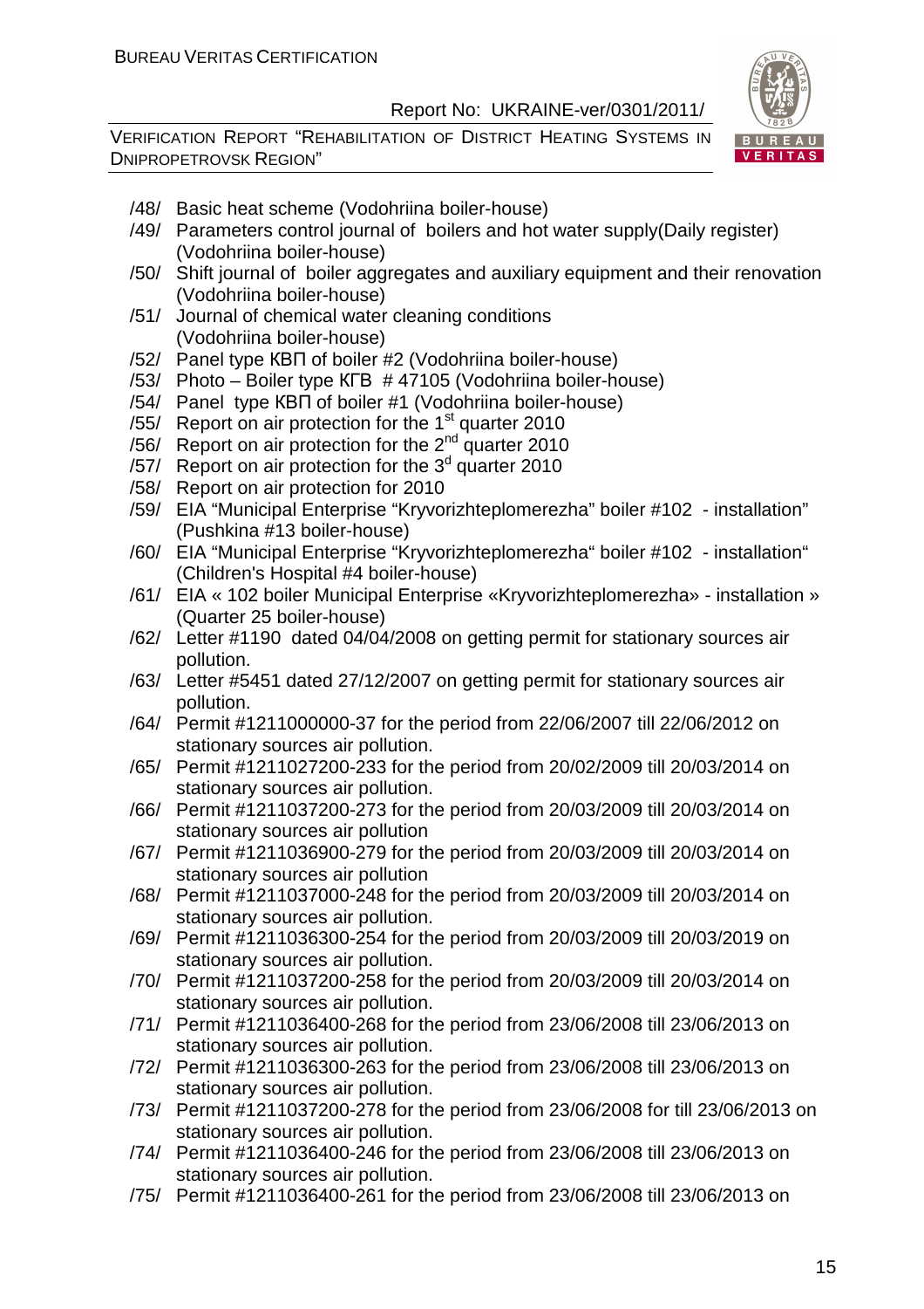/48/ Basic heat scheme (Vodohriina boiler-house)

/49/ Parameters control journal of boilers and hot water supply(Daily register) (Vodohriina boiler-house)

/50/ Shift journal of boiler aggregates and auxiliary equipment and their renovation (Vodohriina boiler-house)

/51/ Journal of chemical water cleaning conditions (Vodohriina boiler-house)

/52/ Panel type КВП of boiler #2 (Vodohriina boiler-house)

/53/ Photo – Boiler type КГВ # 47105 (Vodohriina boiler-house)

/54/ Panel type КВП of boiler #1 (Vodohriina boiler-house)

/55/ Report on air protection for the 1st quarter 2010

/56/ Report on air protection for the 2nd quarter 2010

/57/ Report on air protection for the 3d quarter 2010

/58/ Report on air protection for 2010

/59/ EIA "Municipal Enterprise "Kryvorizhteplomerezha" boiler #102 - installation" (Pushkina #13 boiler-house)

/60/ EIA "Municipal Enterprise "Kryvorizhteplomerezha" boiler #102 - installation" (Children's Hospital #4 boiler-house)

/61/ EIA « 102 boiler Municipal Enterprise «Kryvorizhteplomerezha» - installation » (Quarter 25 boiler-house)

/62/ Letter #1190 dated 04/04/2008 on getting permit for stationary sources air pollution.

/63/ Letter #5451 dated 27/12/2007 on getting permit for stationary sources air pollution.

/64/ Permit #1211000000-37 for the period from 22/06/2007 till 22/06/2012 on stationary sources air pollution.

/65/ Permit #1211027200-233 for the period from 20/02/2009 till 20/03/2014 on stationary sources air pollution.

/66/ Permit #1211037200-273 for the period from 20/03/2009 till 20/03/2014 on stationary sources air pollution

/67/ Permit #1211036900-279 for the period from 20/03/2009 till 20/03/2014 on stationary sources air pollution

/68/ Permit #1211037000-248 for the period from 20/03/2009 till 20/03/2014 on stationary sources air pollution.

/69/ Permit #1211036300-254 for the period from 20/03/2009 till 20/03/2019 on stationary sources air pollution.

/70/ Permit #1211037200-258 for the period from 20/03/2009 till 20/03/2014 on stationary sources air pollution.

/71/ Permit #1211036400-268 for the period from 23/06/2008 till 23/06/2013 on stationary sources air pollution.

/72/ Permit #1211036300-263 for the period from 23/06/2008 till 23/06/2013 on stationary sources air pollution.

/73/ Permit #1211037200-278 for the period from 23/06/2008 for till 23/06/2013 on stationary sources air pollution.

/74/ Permit #1211036400-246 for the period from 23/06/2008 till 23/06/2013 on stationary sources air pollution.

/75/ Permit #1211036400-261 for the period from 23/06/2008 till 23/06/2013 on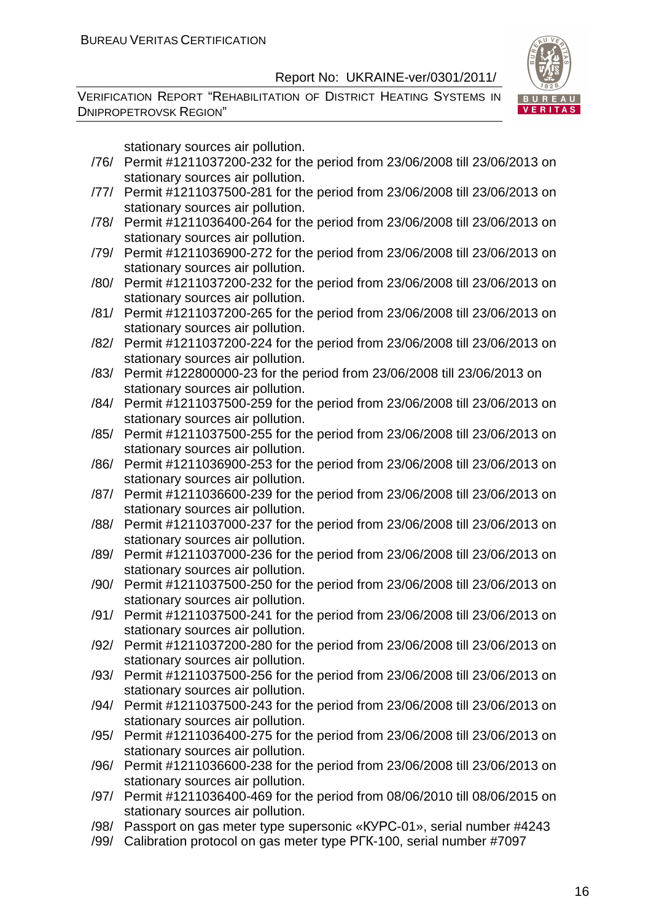stationary sources air pollution.

/76/ Permit #1211037200-232 for the period from 23/06/2008 till 23/06/2013 on stationary sources air pollution.

/77/ Permit #1211037500-281 for the period from 23/06/2008 till 23/06/2013 on stationary sources air pollution.

/78/ Permit #1211036400-264 for the period from 23/06/2008 till 23/06/2013 on stationary sources air pollution.

/79/ Permit #1211036900-272 for the period from 23/06/2008 till 23/06/2013 on stationary sources air pollution.

/80/ Permit #1211037200-232 for the period from 23/06/2008 till 23/06/2013 on stationary sources air pollution.

/81/ Permit #1211037200-265 for the period from 23/06/2008 till 23/06/2013 on stationary sources air pollution.

/82/ Permit #1211037200-224 for the period from 23/06/2008 till 23/06/2013 on stationary sources air pollution.

/83/ Permit #122800000-23 for the period from 23/06/2008 till 23/06/2013 on stationary sources air pollution.

/84/ Permit #1211037500-259 for the period from 23/06/2008 till 23/06/2013 on stationary sources air pollution.

/85/ Permit #1211037500-255 for the period from 23/06/2008 till 23/06/2013 on stationary sources air pollution.

/86/ Permit #1211036900-253 for the period from 23/06/2008 till 23/06/2013 on stationary sources air pollution.

/87/ Permit #1211036600-239 for the period from 23/06/2008 till 23/06/2013 on stationary sources air pollution.

/88/ Permit #1211037000-237 for the period from 23/06/2008 till 23/06/2013 on stationary sources air pollution.

/89/ Permit #1211037000-236 for the period from 23/06/2008 till 23/06/2013 on stationary sources air pollution.

/90/ Permit #1211037500-250 for the period from 23/06/2008 till 23/06/2013 on stationary sources air pollution.

/91/ Permit #1211037500-241 for the period from 23/06/2008 till 23/06/2013 on stationary sources air pollution.

/92/ Permit #1211037200-280 for the period from 23/06/2008 till 23/06/2013 on stationary sources air pollution.

/93/ Permit #1211037500-256 for the period from 23/06/2008 till 23/06/2013 on stationary sources air pollution.

/94/ Permit #1211037500-243 for the period from 23/06/2008 till 23/06/2013 on stationary sources air pollution.

/95/ Permit #1211036400-275 for the period from 23/06/2008 till 23/06/2013 on stationary sources air pollution.

/96/ Permit #1211036600-238 for the period from 23/06/2008 till 23/06/2013 on stationary sources air pollution.

/97/ Permit #1211036400-469 for the period from 08/06/2010 till 08/06/2015 on stationary sources air pollution.

/98/ Passport on gas meter type supersonic «КУРС-01», serial number #4243

/99/ Calibration protocol on gas meter type РГК-100, serial number #7097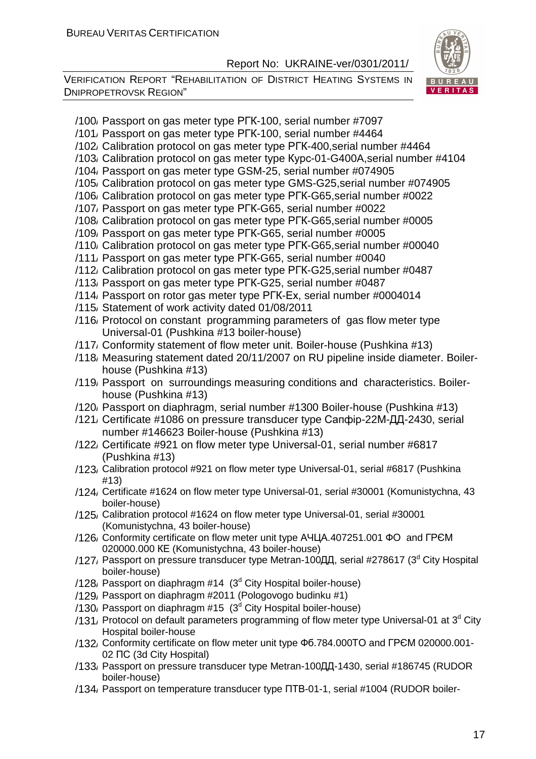/100/ Passport on gas meter type РГК-100, serial number #7097

/101/ Passport on gas meter type РГК-100, serial number #4464

/102/ Calibration protocol on gas meter type РГК-400,serial number #4464

/103/ Calibration protocol on gas meter type Курс-01-G400A,serial number #4104

/104/ Passport on gas meter type GSM-25, serial number #074905

/105/ Calibration protocol on gas meter type GMS-G25,serial number #074905

/106/ Calibration protocol on gas meter type РГК-G65,serial number #0022

/107/ Passport on gas meter type РГК-G65, serial number #0022

/108/ Calibration protocol on gas meter type РГК-G65,serial number #0005

/109/ Passport on gas meter type РГК-G65, serial number #0005

/110/ Calibration protocol on gas meter type РГК-G65,serial number #00040

/111/ Passport on gas meter type РГК-G65, serial number #0040

/112/ Calibration protocol on gas meter type РГК-G25,serial number #0487

/113/ Passport on gas meter type РГК-G25, serial number #0487

/114/ Passport on rotor gas meter type РГК-Ex, serial number #0004014

/115/ Statement of work activity dated 01/08/2011

/116/ Protocol on constant programming parameters of gas flow meter type Universal-01 (Pushkina #13 boiler-house)

/117/ Conformity statement of flow meter unit. Boiler-house (Pushkina #13)

/118/ Measuring statement dated 20/11/2007 on RU pipeline inside diameter. Boiler-house (Pushkina #13)

/119/ Passport on surroundings measuring conditions and characteristics. Boiler-house (Pushkina #13)

/120/ Passport on diaphragm, serial number #1300 Boiler-house (Pushkina #13)

/121/ Certificate #1086 on pressure transducer type Сапфір-22М-ДД-2430, serial number #146623 Boiler-house (Pushkina #13)

/122/ Certificate #921 on flow meter type Universal-01, serial number #6817 (Pushkina #13)

/123/ Calibration protocol #921 on flow meter type Universal-01, serial #6817 (Pushkina #13)

/124/ Certificate #1624 on flow meter type Universal-01, serial #30001 (Komunistychna, 43 boiler-house)

/125/ Calibration protocol #1624 on flow meter type Universal-01, serial #30001 (Komunistychna, 43 boiler-house)

/126/ Conformity certificate on flow meter unit type АЧЦА.407251.001 ФО and ГРЄМ 020000.000 КЕ (Komunistychna, 43 boiler-house)

/127/ Passport on pressure transducer type Metran-100ДД, serial #278617 (3d City Hospital boiler-house)

/128/ Passport on diaphragm #14 (3d City Hospital boiler-house)

/129/ Passport on diaphragm #2011 (Pologovogo budinku #1)

/130/ Passport on diaphragm #15 (3d City Hospital boiler-house)

/131/ Protocol on default parameters programming of flow meter type Universal-01 at 3d City Hospital boiler-house

/132/ Conformity certificate on flow meter unit type Ф6.784.000ТО and ГРЄМ 020000.001-02 ПС (3d City Hospital)

/133/ Passport on pressure transducer type Metran-100ДД-1430, serial #186745 (RUDOR boiler-house)

/134/ Passport on temperature transducer type ПТВ-01-1, serial #1004 (RUDOR boiler-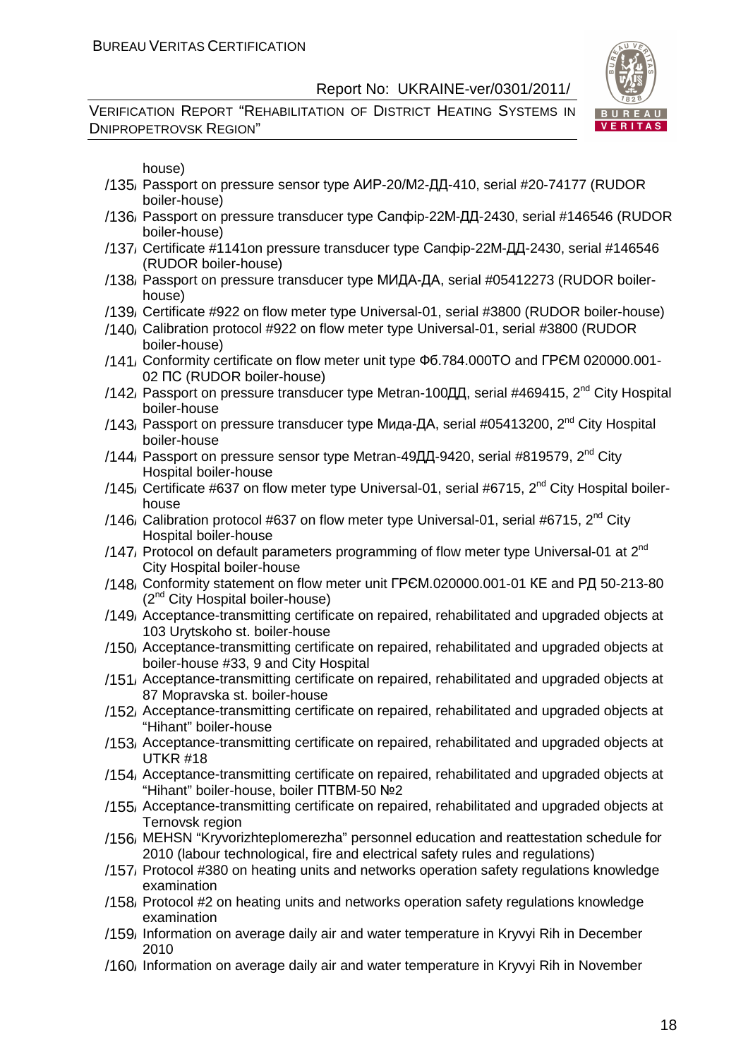house)

/135/ Passport on pressure sensor type АИР-20/М2-ДД-410, serial #20-74177 (RUDOR boiler-house)

/136/ Passport on pressure transducer type Сапфір-22М-ДД-2430, serial #146546 (RUDOR boiler-house)

/137/ Certificate #1141on pressure transducer type Сапфір-22М-ДД-2430, serial #146546 (RUDOR boiler-house)

/138/ Passport on pressure transducer type МИДА-ДА, serial #05412273 (RUDOR boiler-house)

/139/ Certificate #922 on flow meter type Universal-01, serial #3800 (RUDOR boiler-house)

/140/ Calibration protocol #922 on flow meter type Universal-01, serial #3800 (RUDOR boiler-house)

/141/ Conformity certificate on flow meter unit type Фб.784.000ТО and ГРЄМ 020000.001-02 ПС (RUDOR boiler-house)

/142/ Passport on pressure transducer type Metran-100ДД, serial #469415, 2nd City Hospital boiler-house

/143/ Passport on pressure transducer type Мида-ДА, serial #05413200, 2nd City Hospital boiler-house

/144/ Passport on pressure sensor type Metran-49ДД-9420, serial #819579, 2nd City Hospital boiler-house

/145/ Certificate #637 on flow meter type Universal-01, serial #6715, 2nd City Hospital boiler-house

/146/ Calibration protocol #637 on flow meter type Universal-01, serial #6715, 2nd City Hospital boiler-house

/147/ Protocol on default parameters programming of flow meter type Universal-01 at 2nd City Hospital boiler-house

/148/ Conformity statement on flow meter unit ГРЄМ.020000.001-01 КЕ and РД 50-213-80 (2nd City Hospital boiler-house)

/149/ Acceptance-transmitting certificate on repaired, rehabilitated and upgraded objects at 103 Urytskoho st. boiler-house

/150/ Acceptance-transmitting certificate on repaired, rehabilitated and upgraded objects at boiler-house #33, 9 and City Hospital

/151/ Acceptance-transmitting certificate on repaired, rehabilitated and upgraded objects at 87 Mopravska st. boiler-house

/152/ Acceptance-transmitting certificate on repaired, rehabilitated and upgraded objects at "Hihant" boiler-house

/153/ Acceptance-transmitting certificate on repaired, rehabilitated and upgraded objects at UTKR #18

/154/ Acceptance-transmitting certificate on repaired, rehabilitated and upgraded objects at "Hihant" boiler-house, boiler ПТВМ-50 №2

/155/ Acceptance-transmitting certificate on repaired, rehabilitated and upgraded objects at Ternovsk region

/156/ MEHSN "Kryvorizhteplomerezha" personnel education and reattestation schedule for 2010 (labour technological, fire and electrical safety rules and regulations)

/157/ Protocol #380 on heating units and networks operation safety regulations knowledge examination

/158/ Protocol #2 on heating units and networks operation safety regulations knowledge examination

/159/ Information on average daily air and water temperature in Kryvyi Rih in December 2010

/160/ Information on average daily air and water temperature in Kryvyi Rih in November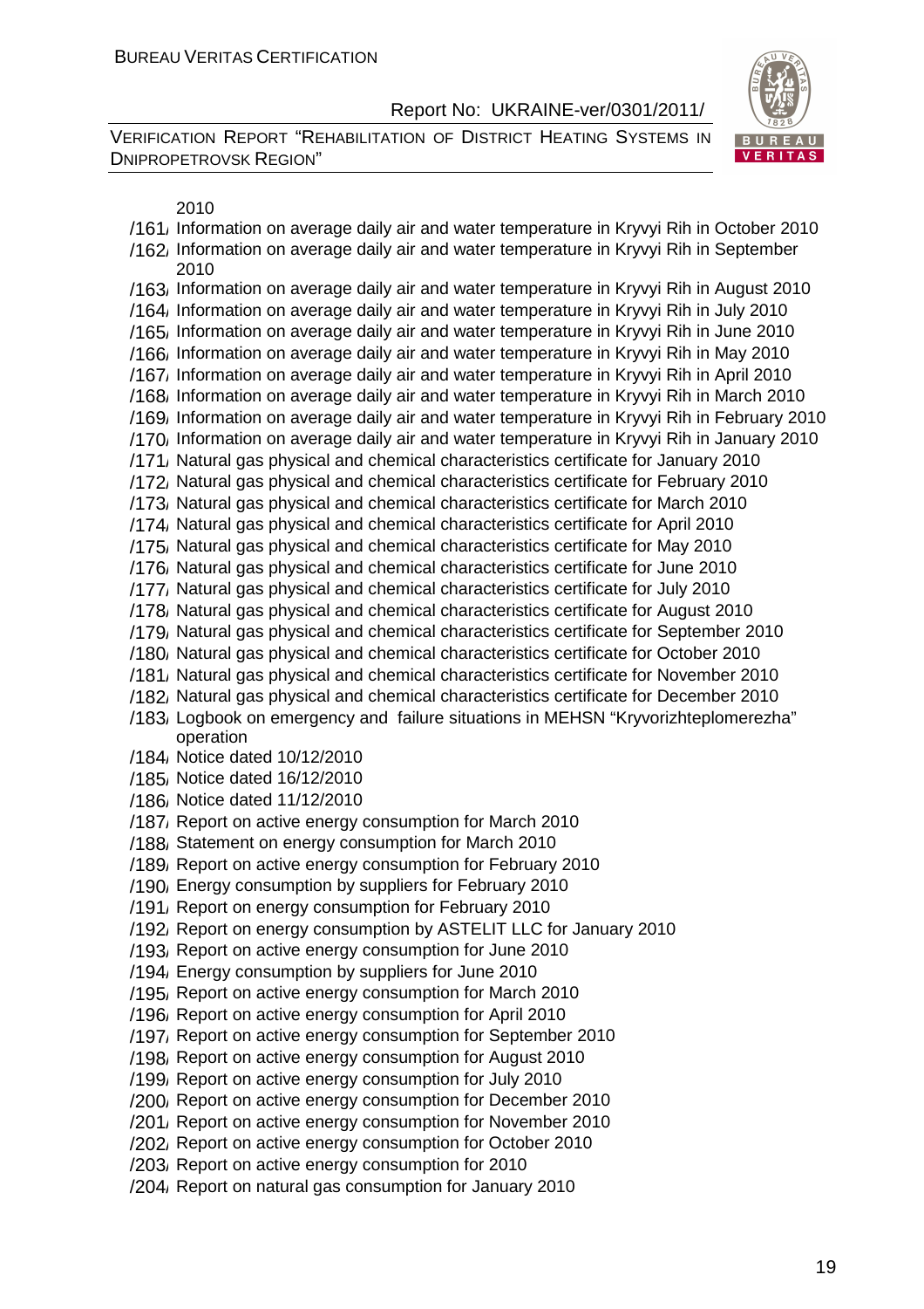2010

/161/ Information on average daily air and water temperature in Kryvyi Rih in October 2010
/162/ Information on average daily air and water temperature in Kryvyi Rih in September 2010
/163/ Information on average daily air and water temperature in Kryvyi Rih in August 2010
/164/ Information on average daily air and water temperature in Kryvyi Rih in July 2010
/165/ Information on average daily air and water temperature in Kryvyi Rih in June 2010
/166/ Information on average daily air and water temperature in Kryvyi Rih in May 2010
/167/ Information on average daily air and water temperature in Kryvyi Rih in April 2010
/168/ Information on average daily air and water temperature in Kryvyi Rih in March 2010
/169/ Information on average daily air and water temperature in Kryvyi Rih in February 2010
/170/ Information on average daily air and water temperature in Kryvyi Rih in January 2010
/171/ Natural gas physical and chemical characteristics certificate for January 2010
/172/ Natural gas physical and chemical characteristics certificate for February 2010
/173/ Natural gas physical and chemical characteristics certificate for March 2010
/174/ Natural gas physical and chemical characteristics certificate for April 2010
/175/ Natural gas physical and chemical characteristics certificate for May 2010
/176/ Natural gas physical and chemical characteristics certificate for June 2010
/177/ Natural gas physical and chemical characteristics certificate for July 2010
/178/ Natural gas physical and chemical characteristics certificate for August 2010
/179/ Natural gas physical and chemical characteristics certificate for September 2010
/180/ Natural gas physical and chemical characteristics certificate for October 2010
/181/ Natural gas physical and chemical characteristics certificate for November 2010
/182/ Natural gas physical and chemical characteristics certificate for December 2010
/183/ Logbook on emergency and failure situations in MEHSN "Kryvorizhteplomerezha" operation
/184/ Notice dated 10/12/2010
/185/ Notice dated 16/12/2010
/186/ Notice dated 11/12/2010
/187/ Report on active energy consumption for March 2010
/188/ Statement on energy consumption for March 2010
/189/ Report on active energy consumption for February 2010
/190/ Energy consumption by suppliers for February 2010
/191/ Report on energy consumption for February 2010
/192/ Report on energy consumption by ASTELIT LLC for January 2010
/193/ Report on active energy consumption for June 2010
/194/ Energy consumption by suppliers for June 2010
/195/ Report on active energy consumption for March 2010
/196/ Report on active energy consumption for April 2010
/197/ Report on active energy consumption for September 2010
/198/ Report on active energy consumption for August 2010
/199/ Report on active energy consumption for July 2010
/200/ Report on active energy consumption for December 2010
/201/ Report on active energy consumption for November 2010
/202/ Report on active energy consumption for October 2010
/203/ Report on active energy consumption for 2010
/204/ Report on natural gas consumption for January 2010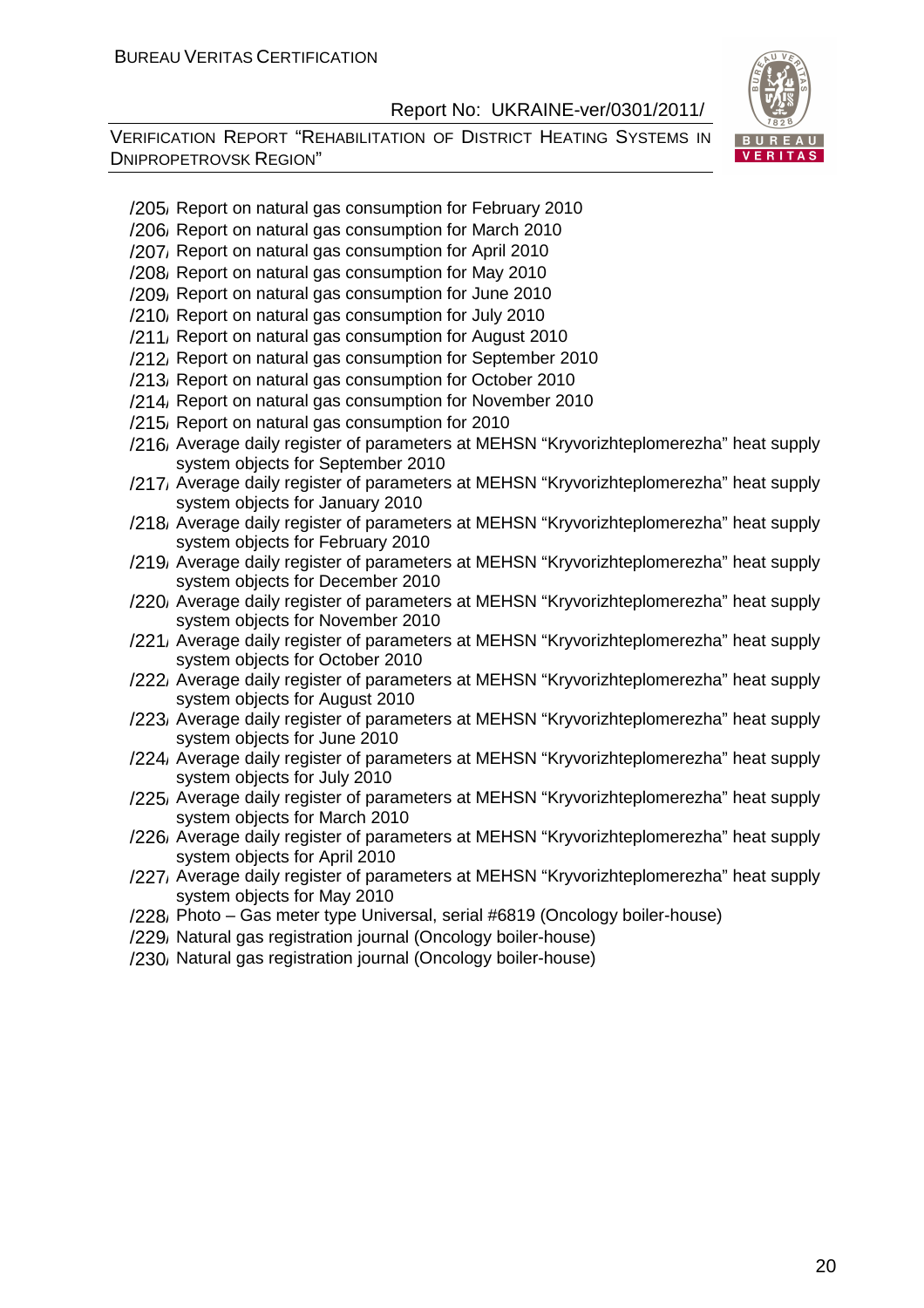/205/ Report on natural gas consumption for February 2010
/206/ Report on natural gas consumption for March 2010
/207/ Report on natural gas consumption for April 2010
/208/ Report on natural gas consumption for May 2010
/209/ Report on natural gas consumption for June 2010
/210/ Report on natural gas consumption for July 2010
/211/ Report on natural gas consumption for August 2010
/212/ Report on natural gas consumption for September 2010
/213/ Report on natural gas consumption for October 2010
/214/ Report on natural gas consumption for November 2010
/215/ Report on natural gas consumption for 2010
/216/ Average daily register of parameters at MEHSN “Kryvorizhteplomerezha” heat supply system objects for September 2010
/217/ Average daily register of parameters at MEHSN “Kryvorizhteplomerezha” heat supply system objects for January 2010
/218/ Average daily register of parameters at MEHSN “Kryvorizhteplomerezha” heat supply system objects for February 2010
/219/ Average daily register of parameters at MEHSN “Kryvorizhteplomerezha” heat supply system objects for December 2010
/220/ Average daily register of parameters at MEHSN “Kryvorizhteplomerezha” heat supply system objects for November 2010
/221/ Average daily register of parameters at MEHSN “Kryvorizhteplomerezha” heat supply system objects for October 2010
/222/ Average daily register of parameters at MEHSN “Kryvorizhteplomerezha” heat supply system objects for August 2010
/223/ Average daily register of parameters at MEHSN “Kryvorizhteplomerezha” heat supply system objects for June 2010
/224/ Average daily register of parameters at MEHSN “Kryvorizhteplomerezha” heat supply system objects for July 2010
/225/ Average daily register of parameters at MEHSN “Kryvorizhteplomerezha” heat supply system objects for March 2010
/226/ Average daily register of parameters at MEHSN “Kryvorizhteplomerezha” heat supply system objects for April 2010
/227/ Average daily register of parameters at MEHSN “Kryvorizhteplomerezha” heat supply system objects for May 2010
/228/ Photo – Gas meter type Universal, serial #6819 (Oncology boiler-house)
/229/ Natural gas registration journal (Oncology boiler-house)
/230/ Natural gas registration journal (Oncology boiler-house)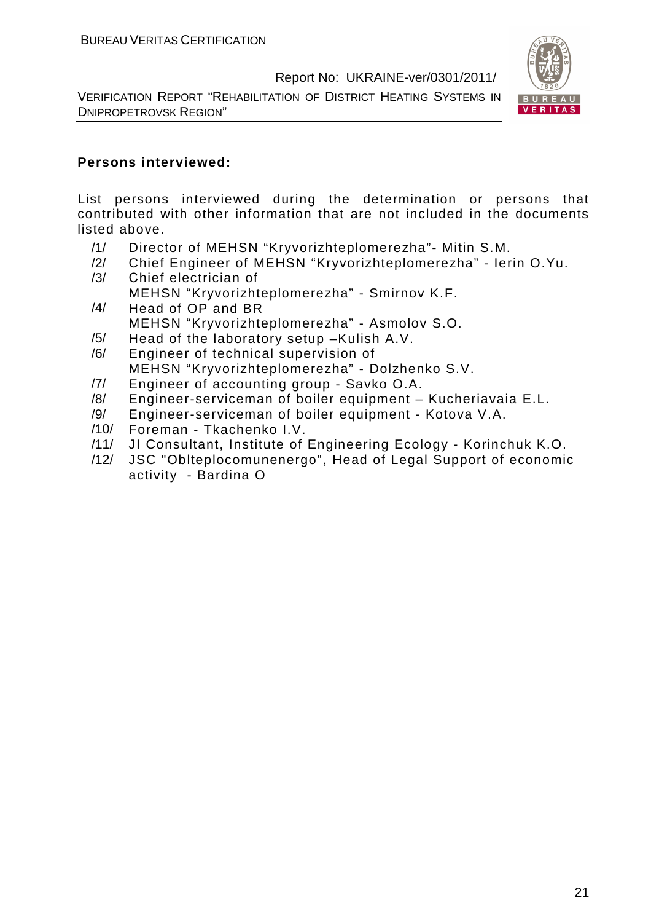**Persons interviewed:**

List persons interviewed during the determination or persons that contributed with other information that are not included in the documents listed above.

/1/ Director of MEHSN "Kryvorizhteplomerezha"- Mitin S.M.

/2/ Chief Engineer of MEHSN "Kryvorizhteplomerezha" - Ierin O.Yu.

/3/ Chief electrician of MEHSN "Kryvorizhteplomerezha" - Smirnov K.F.

/4/ Head of OP and BR MEHSN "Kryvorizhteplomerezha" - Asmolov S.O.

/5/ Head of the laboratory setup –Kulish A.V.

/6/ Engineer of technical supervision of MEHSN "Kryvorizhteplomerezha" - Dolzhenko S.V.

/7/ Engineer of accounting group - Savko O.A.

/8/ Engineer-serviceman of boiler equipment – Kucheriavaia E.L.

/9/ Engineer-serviceman of boiler equipment - Kotova V.A.

/10/ Foreman - Tkachenko I.V.

/11/ JI Consultant, Institute of Engineering Ecology - Korinchuk K.O.

/12/ JSC "Oblteplocomunenergo", Head of Legal Support of economic activity - Bardina O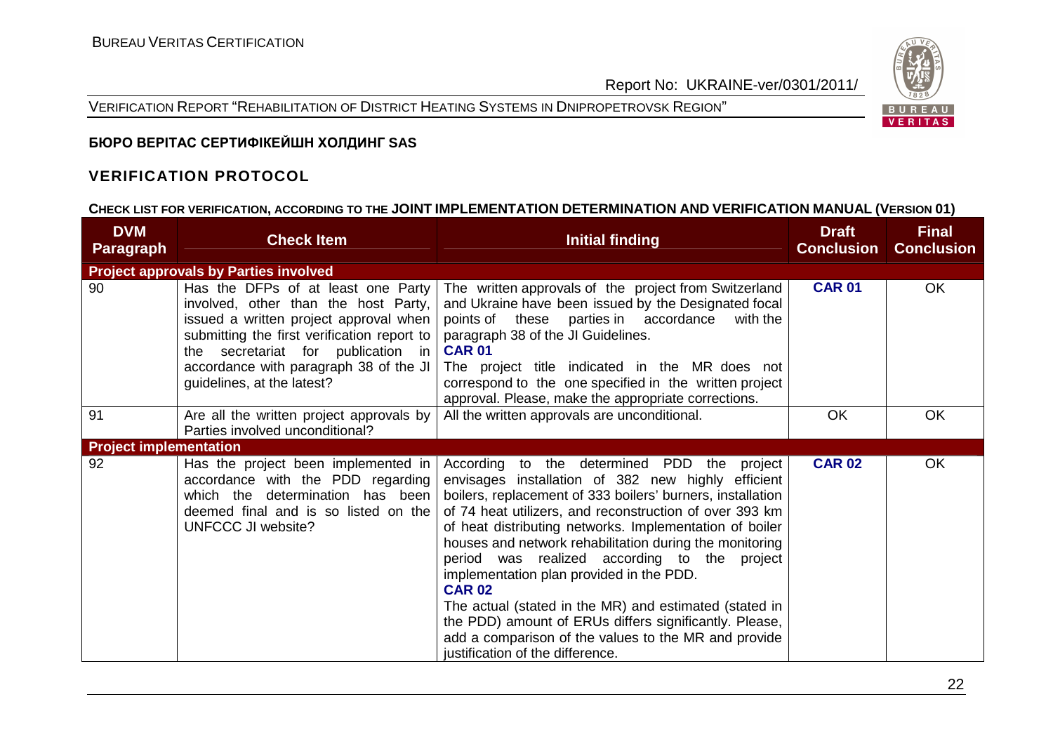**БЮРО ВЕРІТАС СЕРТИФІКЕЙШН ХОЛДИНГ SAS**

## VERIFICATION PROTOCOL

### CHECK LIST FOR VERIFICATION, ACCORDING TO THE JOINT IMPLEMENTATION DETERMINATION AND VERIFICATION MANUAL (VERSION 01)

| DVM Paragraph | Check Item | Initial finding | Draft Conclusion | Final Conclusion |
|---|---|---|---|---|
| **Project approvals by Parties involved** | | | | |
| 90 | Has the DFPs of at least one Party involved, other than the host Party, issued a written project approval when submitting the first verification report to the secretariat for publication in accordance with paragraph 38 of the JI guidelines, at the latest? | The written approvals of the project from Switzerland and Ukraine have been issued by the Designated focal points of these parties in accordance with the paragraph 38 of the JI Guidelines.<br>**CAR 01**<br>The project title indicated in the MR does not correspond to the one specified in the written project approval. Please, make the appropriate corrections. | **CAR 01** | OK |
| 91 | Are all the written project approvals by Parties involved unconditional? | All the written approvals are unconditional. | OK | OK |
| **Project implementation** | | | | |
| 92 | Has the project been implemented in accordance with the PDD regarding which the determination has been deemed final and is so listed on the UNFCCC JI website? | According to the determined PDD the project envisages installation of 382 new highly efficient boilers, replacement of 333 boilers' burners, installation of 74 heat utilizers, and reconstruction of over 393 km of heat distributing networks. Implementation of boiler houses and network rehabilitation during the monitoring period was realized according to the project implementation plan provided in the PDD.<br>**CAR 02**<br>The actual (stated in the MR) and estimated (stated in the PDD) amount of ERUs differs significantly. Please, add a comparison of the values to the MR and provide justification of the difference. | **CAR 02** | OK |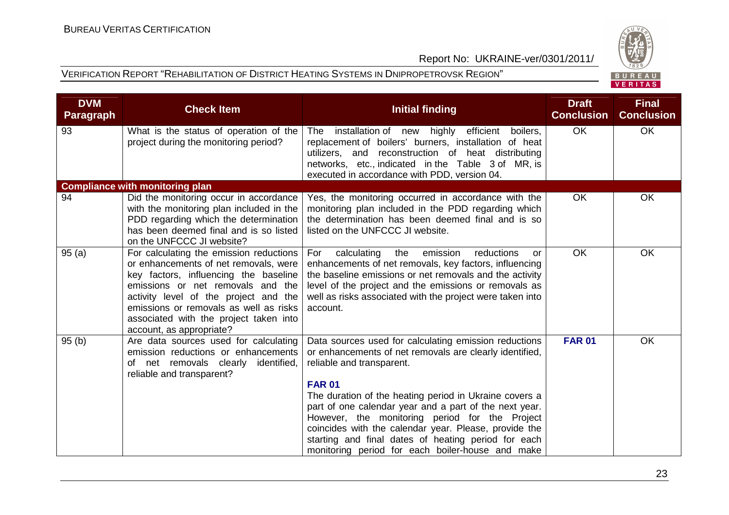| DVM Paragraph | Check Item | Initial finding | Draft Conclusion | Final Conclusion |
|---|---|---|---|---|
| 93 | What is the status of operation of the project during the monitoring period? | The installation of new highly efficient boilers, replacement of boilers' burners, installation of heat utilizers, and reconstruction of heat distributing networks, etc., indicated in the Table 3 of MR, is executed in accordance with PDD, version 04. | OK | OK |
| **Compliance with monitoring plan** | | | | |
| 94 | Did the monitoring occur in accordance with the monitoring plan included in the PDD regarding which the determination has been deemed final and is so listed on the UNFCCC JI website? | Yes, the monitoring occurred in accordance with the monitoring plan included in the PDD regarding which the determination has been deemed final and is so listed on the UNFCCC JI website. | OK | OK |
| 95 (a) | For calculating the emission reductions or enhancements of net removals, were key factors, influencing the baseline emissions or net removals and the activity level of the project and the emissions or removals as well as risks associated with the project taken into account, as appropriate? | For calculating the emission reductions or enhancements of net removals, key factors, influencing the baseline emissions or net removals and the activity level of the project and the emissions or removals as well as risks associated with the project were taken into account. | OK | OK |
| 95 (b) | Are data sources used for calculating emission reductions or enhancements of net removals clearly identified, reliable and transparent? | Data sources used for calculating emission reductions or enhancements of net removals are clearly identified, reliable and transparent.<br><br>**FAR 01**<br>The duration of the heating period in Ukraine covers a part of one calendar year and a part of the next year. However, the monitoring period for the Project coincides with the calendar year. Please, provide the starting and final dates of heating period for each monitoring period for each boiler-house and make | **FAR 01** | OK |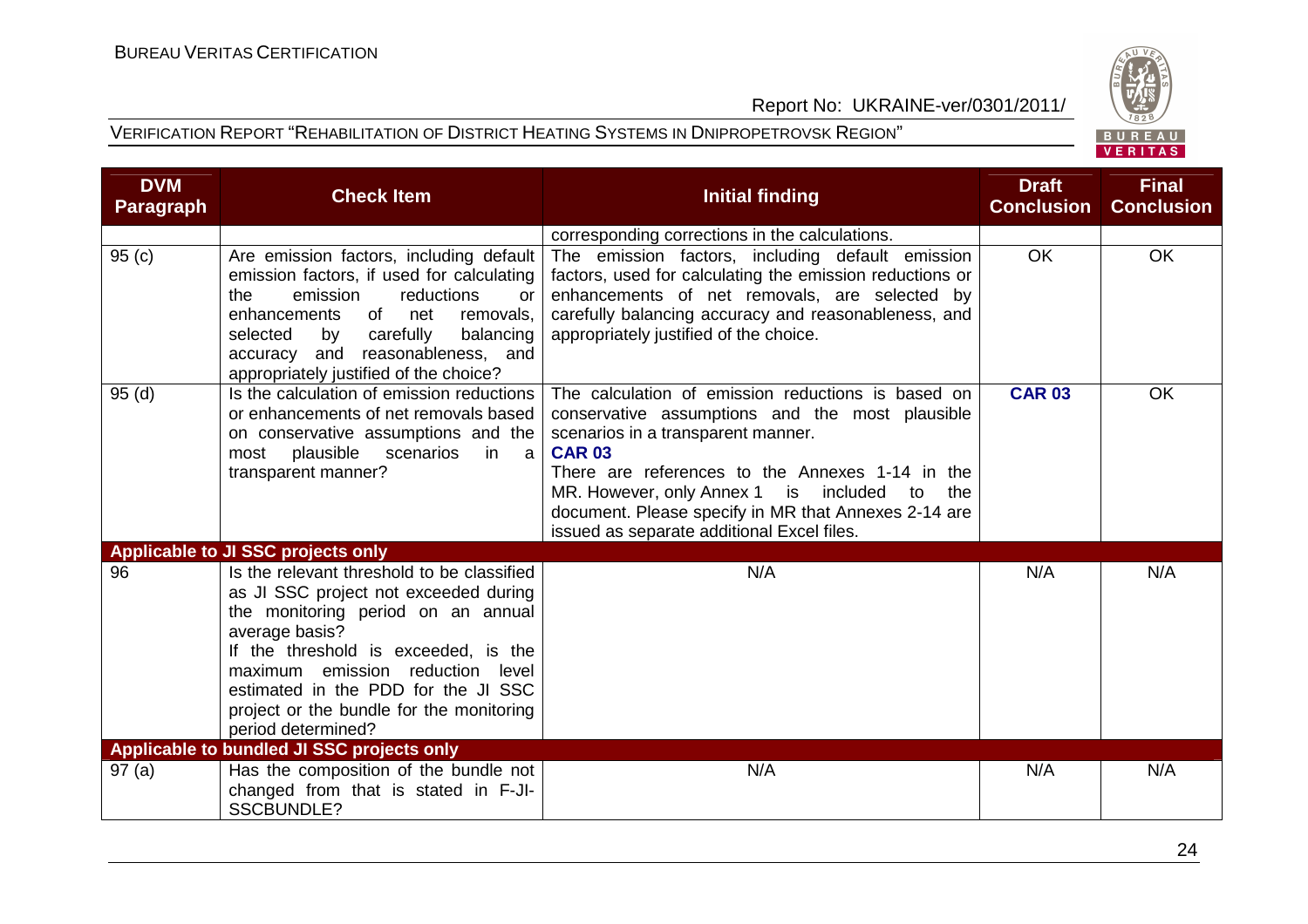| DVM Paragraph | Check Item | Initial finding | Draft Conclusion | Final Conclusion |
|---|---|---|---|---|
| | | corresponding corrections in the calculations. | | |
| 95 (c) | Are emission factors, including default emission factors, if used for calculating the emission reductions or enhancements of net removals, selected by carefully balancing accuracy and reasonableness, and appropriately justified of the choice? | The emission factors, including default emission factors, used for calculating the emission reductions or enhancements of net removals, are selected by carefully balancing accuracy and reasonableness, and appropriately justified of the choice. | OK | OK |
| 95 (d) | Is the calculation of emission reductions or enhancements of net removals based on conservative assumptions and the most plausible scenarios in a transparent manner? | The calculation of emission reductions is based on conservative assumptions and the most plausible scenarios in a transparent manner.<br>**CAR 03**<br>There are references to the Annexes 1-14 in the MR. However, only Annex 1 is included to the document. Please specify in MR that Annexes 2-14 are issued as separate additional Excel files. | **CAR 03** | OK |
| **Applicable to JI SSC projects only** | | | | |
| 96 | Is the relevant threshold to be classified as JI SSC project not exceeded during the monitoring period on an annual average basis?<br>If the threshold is exceeded, is the maximum emission reduction level estimated in the PDD for the JI SSC project or the bundle for the monitoring period determined? | N/A | N/A | N/A |
| **Applicable to bundled JI SSC projects only** | | | | |
| 97 (a) | Has the composition of the bundle not changed from that is stated in F-JI-SSCBUNDLE? | N/A | N/A | N/A |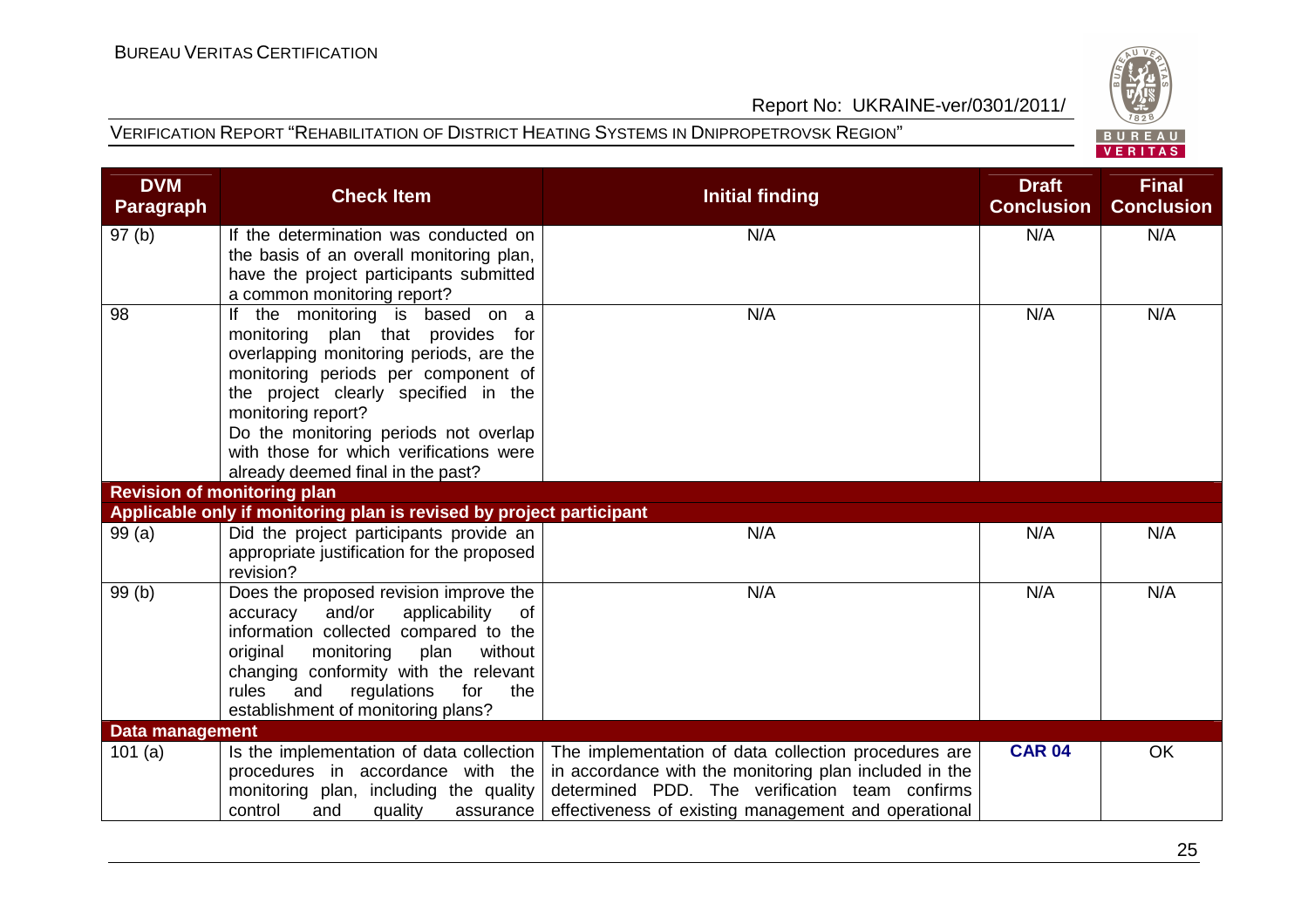| DVM Paragraph | Check Item | Initial finding | Draft Conclusion | Final Conclusion |
|---|---|---|---|---|
| 97 (b) | If the determination was conducted on the basis of an overall monitoring plan, have the project participants submitted a common monitoring report? | N/A | N/A | N/A |
| 98 | If the monitoring is based on a monitoring plan that provides for overlapping monitoring periods, are the monitoring periods per component of the project clearly specified in the monitoring report? Do the monitoring periods not overlap with those for which verifications were already deemed final in the past? | N/A | N/A | N/A |
| **Revision of monitoring plan** | | | | |
| **Applicable only if monitoring plan is revised by project participant** | | | | |
| 99 (a) | Did the project participants provide an appropriate justification for the proposed revision? | N/A | N/A | N/A |
| 99 (b) | Does the proposed revision improve the accuracy and/or applicability of information collected compared to the original monitoring plan without changing conformity with the relevant rules and regulations for the establishment of monitoring plans? | N/A | N/A | N/A |
| **Data management** | | | | |
| 101 (a) | Is the implementation of data collection procedures in accordance with the monitoring plan, including the quality control and quality assurance | The implementation of data collection procedures are in accordance with the monitoring plan included in the determined PDD. The verification team confirms effectiveness of existing management and operational | **CAR 04** | OK |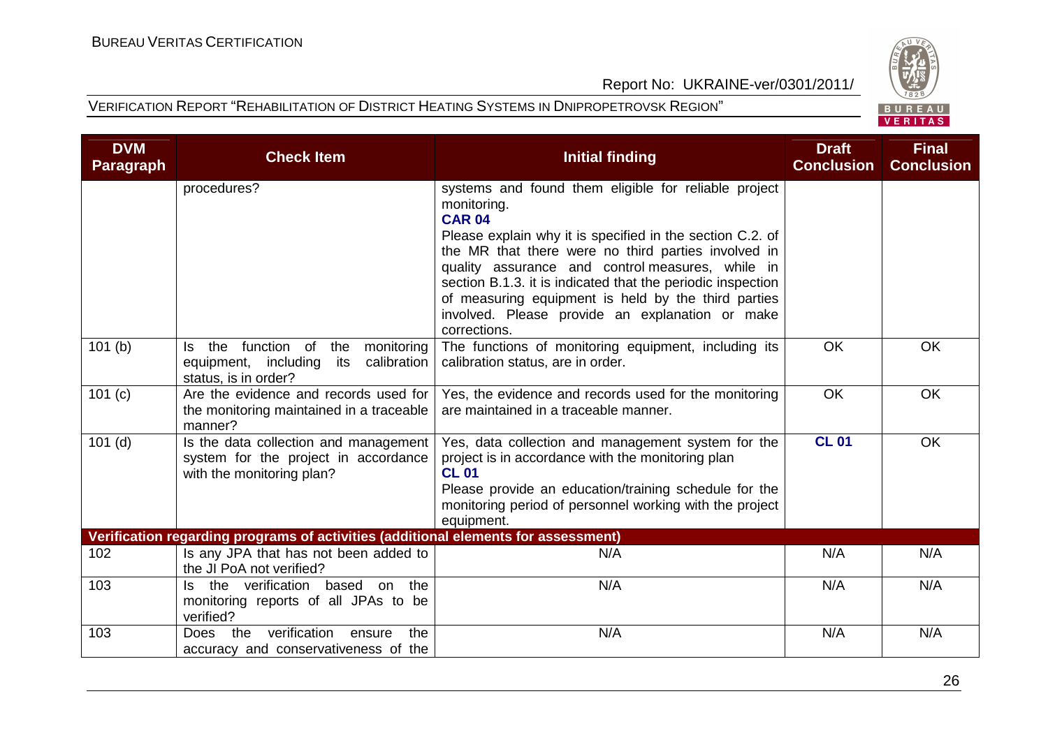| DVM Paragraph | Check Item | Initial finding | Draft Conclusion | Final Conclusion |
|---|---|---|---|---|
| | procedures? | systems and found them eligible for reliable project monitoring.<br>**CAR 04**<br>Please explain why it is specified in the section C.2. of the MR that there were no third parties involved in quality assurance and control measures, while in section B.1.3. it is indicated that the periodic inspection of measuring equipment is held by the third parties involved. Please provide an explanation or make corrections. | | |
| 101 (b) | Is the function of the monitoring equipment, including its calibration status, is in order? | The functions of monitoring equipment, including its calibration status, are in order. | OK | OK |
| 101 (c) | Are the evidence and records used for the monitoring maintained in a traceable manner? | Yes, the evidence and records used for the monitoring are maintained in a traceable manner. | OK | OK |
| 101 (d) | Is the data collection and management system for the project in accordance with the monitoring plan? | Yes, data collection and management system for the project is in accordance with the monitoring plan<br>**CL 01**<br>Please provide an education/training schedule for the monitoring period of personnel working with the project equipment. | **CL 01** | OK |
| **Verification regarding programs of activities (additional elements for assessment)** | | | | |
| 102 | Is any JPA that has not been added to the JI PoA not verified? | N/A | N/A | N/A |
| 103 | Is the verification based on the monitoring reports of all JPAs to be verified? | N/A | N/A | N/A |
| 103 | Does the verification ensure the accuracy and conservativeness of the | N/A | N/A | N/A |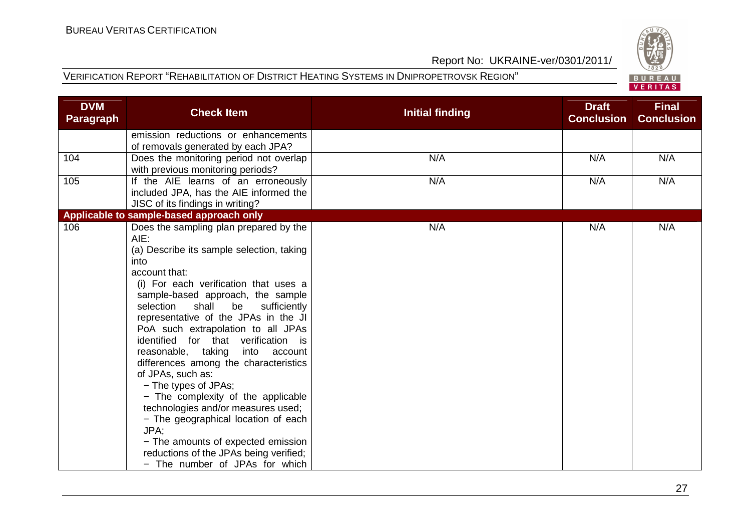| DVM Paragraph | Check Item | Initial finding | Draft Conclusion | Final Conclusion |
|---|---|---|---|---|
| | emission reductions or enhancements of removals generated by each JPA? | | | |
| 104 | Does the monitoring period not overlap with previous monitoring periods? | N/A | N/A | N/A |
| 105 | If the AIE learns of an erroneously included JPA, has the AIE informed the JISC of its findings in writing? | N/A | N/A | N/A |
| **Applicable to sample-based approach only** | | | | |
| 106 | Does the sampling plan prepared by the AIE:<br>(a) Describe its sample selection, taking into account that:<br>(i) For each verification that uses a sample-based approach, the sample selection shall be sufficiently representative of the JPAs in the JI PoA such extrapolation to all JPAs identified for that verification is reasonable, taking into account differences among the characteristics of JPAs, such as:<br>− The types of JPAs;<br>− The complexity of the applicable technologies and/or measures used;<br>− The geographical location of each JPA;<br>− The amounts of expected emission reductions of the JPAs being verified;<br>− The number of JPAs for which | N/A | N/A | N/A |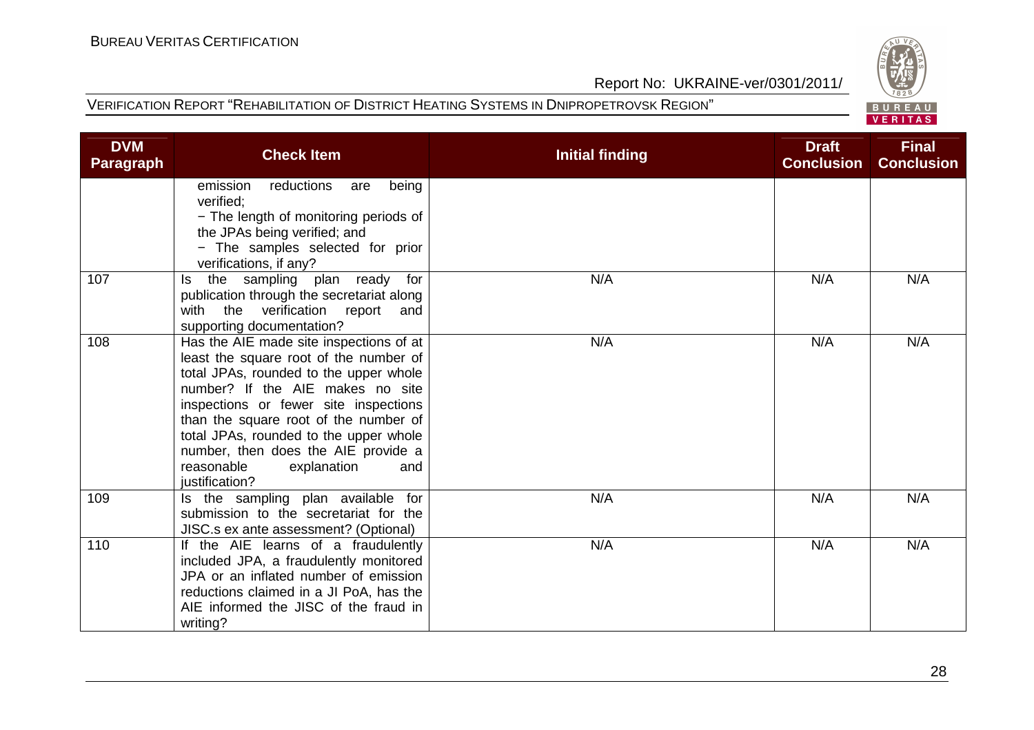| DVM Paragraph | Check Item | Initial finding | Draft Conclusion | Final Conclusion |
|---|---|---|---|---|
| | emission reductions are being verified;<br>− The length of monitoring periods of the JPAs being verified; and<br>− The samples selected for prior verifications, if any? | | | |
| 107 | Is the sampling plan ready for publication through the secretariat along with the verification report and supporting documentation? | N/A | N/A | N/A |
| 108 | Has the AIE made site inspections of at least the square root of the number of total JPAs, rounded to the upper whole number? If the AIE makes no site inspections or fewer site inspections than the square root of the number of total JPAs, rounded to the upper whole number, then does the AIE provide a reasonable explanation and justification? | N/A | N/A | N/A |
| 109 | Is the sampling plan available for submission to the secretariat for the JISC.s ex ante assessment? (Optional) | N/A | N/A | N/A |
| 110 | If the AIE learns of a fraudulently included JPA, a fraudulently monitored JPA or an inflated number of emission reductions claimed in a JI PoA, has the AIE informed the JISC of the fraud in writing? | N/A | N/A | N/A |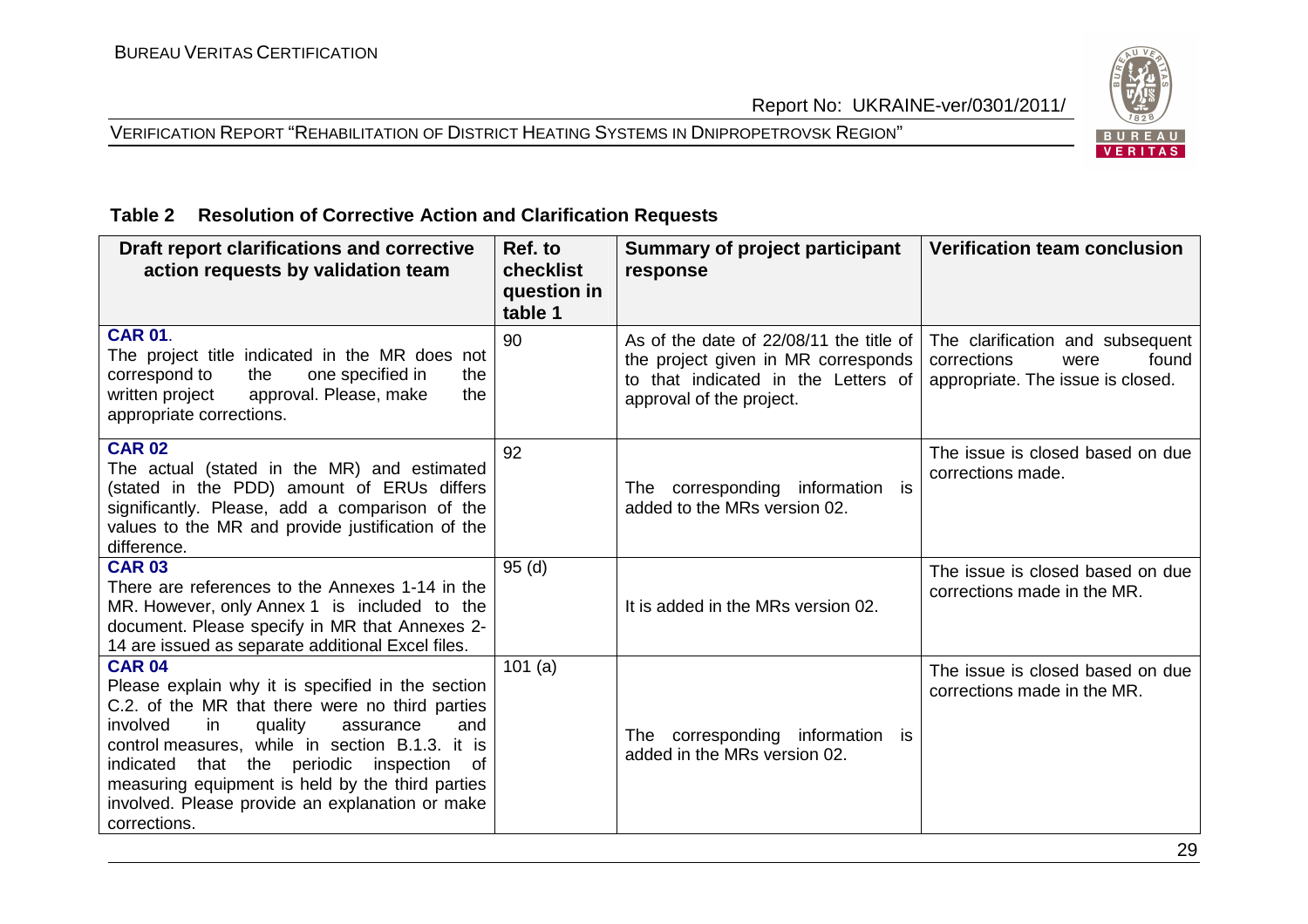**Table 2 Resolution of Corrective Action and Clarification Requests**

| Draft report clarifications and corrective action requests by validation team | Ref. to checklist question in table 1 | Summary of project participant response | Verification team conclusion |
|---|---|---|---|
| **CAR 01**. The project title indicated in the MR does not correspond to the one specified in the written project approval. Please, make the appropriate corrections. | 90 | As of the date of 22/08/11 the title of the project given in MR corresponds to that indicated in the Letters of approval of the project. | The clarification and subsequent corrections were found appropriate. The issue is closed. |
| **CAR 02** The actual (stated in the MR) and estimated (stated in the PDD) amount of ERUs differs significantly. Please, add a comparison of the values to the MR and provide justification of the difference. | 92 | The corresponding information is added to the MRs version 02. | The issue is closed based on due corrections made. |
| **CAR 03** There are references to the Annexes 1-14 in the MR. However, only Annex 1 is included to the document. Please specify in MR that Annexes 2-14 are issued as separate additional Excel files. | 95 (d) | It is added in the MRs version 02. | The issue is closed based on due corrections made in the MR. |
| **CAR 04** Please explain why it is specified in the section C.2. of the MR that there were no third parties involved in quality assurance and control measures, while in section B.1.3. it is indicated that the periodic inspection of measuring equipment is held by the third parties involved. Please provide an explanation or make corrections. | 101 (a) | The corresponding information is added in the MRs version 02. | The issue is closed based on due corrections made in the MR. |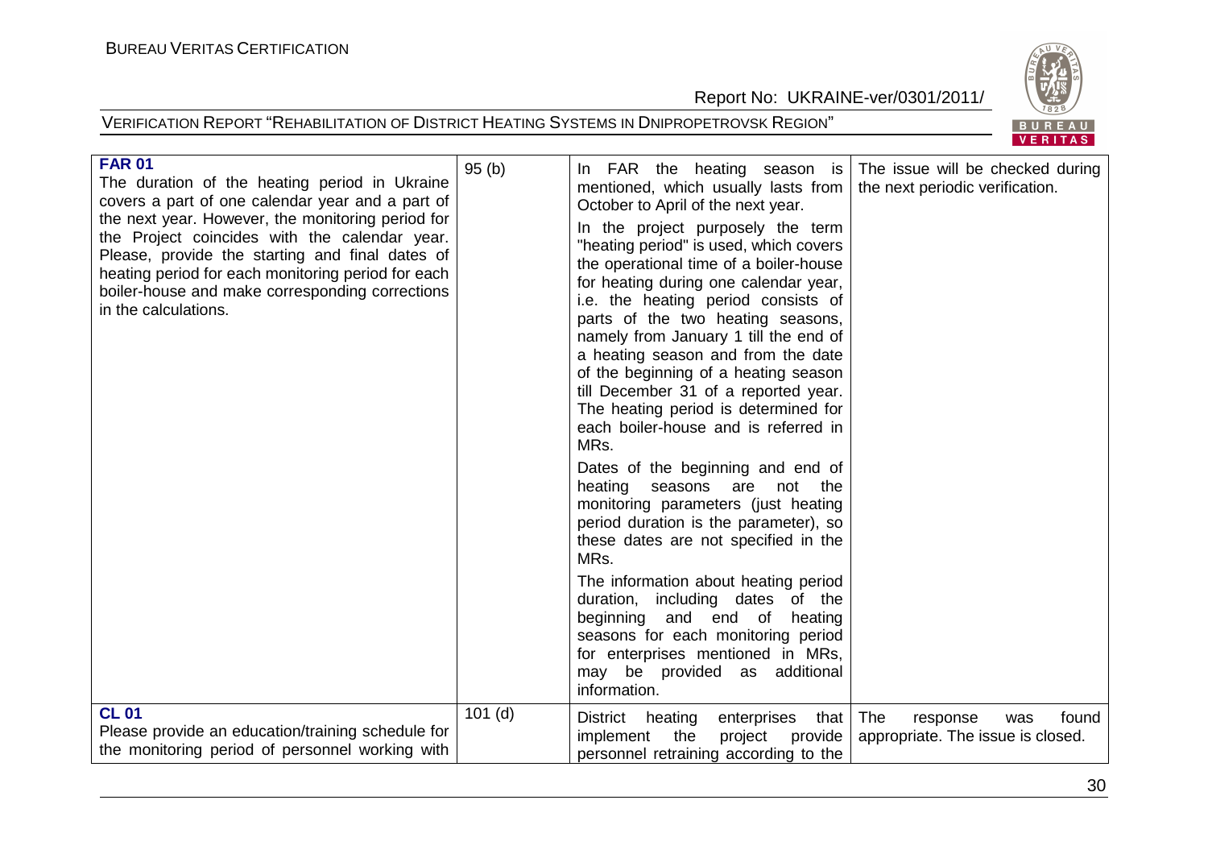| **FAR 01** The duration of the heating period in Ukraine covers a part of one calendar year and a part of the next year. However, the monitoring period for the Project coincides with the calendar year. Please, provide the starting and final dates of heating period for each monitoring period for each boiler-house and make corresponding corrections in the calculations. | 95 (b) | In FAR the heating season is mentioned, which usually lasts from October to April of the next year.<br><br>In the project purposely the term "heating period" is used, which covers the operational time of a boiler-house for heating during one calendar year, i.e. the heating period consists of parts of the two heating seasons, namely from January 1 till the end of a heating season and from the date of the beginning of a heating season till December 31 of a reported year. The heating period is determined for each boiler-house and is referred in MRs.<br><br>Dates of the beginning and end of heating seasons are not the monitoring parameters (just heating period duration is the parameter), so these dates are not specified in the MRs.<br><br>The information about heating period duration, including dates of the beginning and end of heating seasons for each monitoring period for enterprises mentioned in MRs, may be provided as additional information. | The issue will be checked during the next periodic verification. |
|---|---|---|---|
| **CL 01** Please provide an education/training schedule for the monitoring period of personnel working with | 101 (d) | District heating enterprises that implement the project provide personnel retraining according to the | The response was found appropriate. The issue is closed. |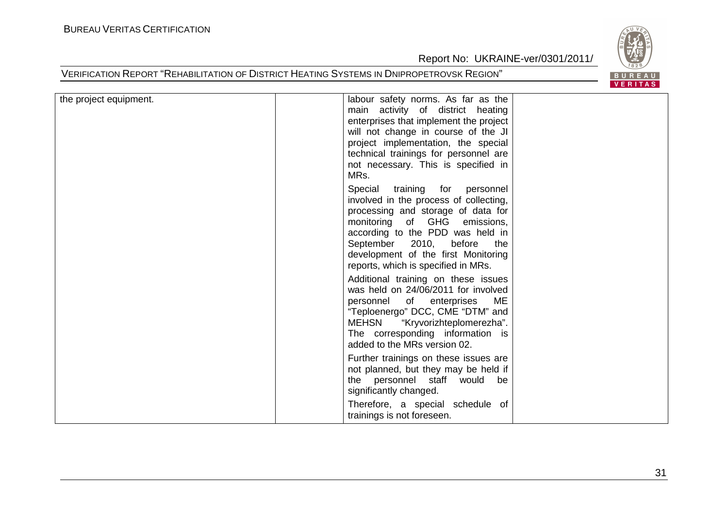| | | | |
|---|---|---|---|
| the project equipment. | | labour safety norms. As far as the main activity of district heating enterprises that implement the project will not change in course of the JI project implementation, the special technical trainings for personnel are not necessary. This is specified in MRs.<br><br>Special training for personnel involved in the process of collecting, processing and storage of data for monitoring of GHG emissions, according to the PDD was held in September 2010, before the development of the first Monitoring reports, which is specified in MRs.<br><br>Additional training on these issues was held on 24/06/2011 for involved personnel of enterprises ME "Teploenergo" DCC, CME "DTM" and MEHSN "Kryvorizhteplomerezha". The corresponding information is added to the MRs version 02.<br><br>Further trainings on these issues are not planned, but they may be held if the personnel staff would be significantly changed.<br><br>Therefore, a special schedule of trainings is not foreseen. | |